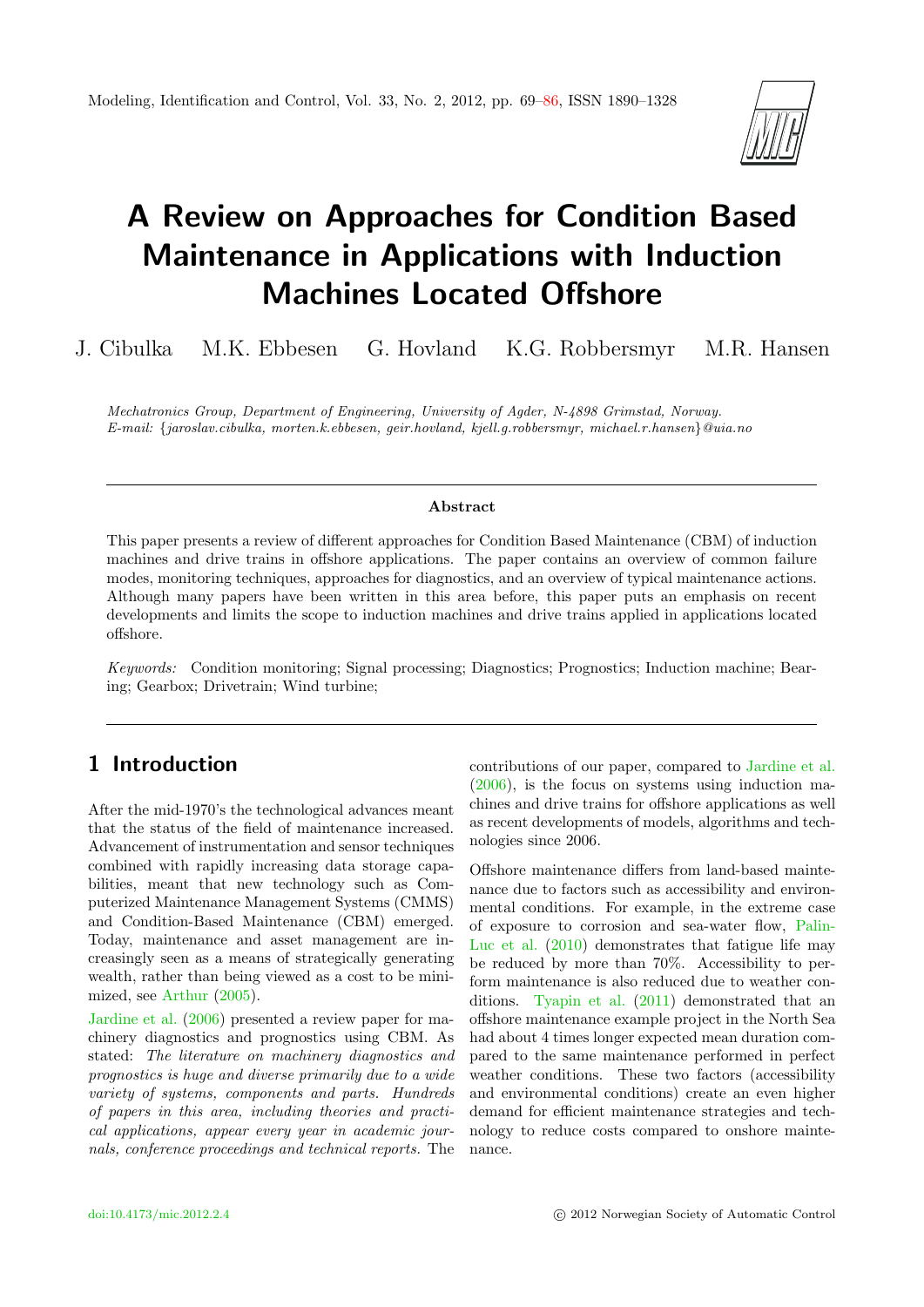# A Review on Approaches for Condition Based Maintenance in Applications with Induction Machines Located Offshore

J. Cibulka M.K. Ebbesen G. Hovland K.G. Robbersmyr M.R. Hansen

*Mechatronics Group, Department of Engineering, University of Agder, N-4898 Grimstad, Norway.*
*E-mail: {jaroslav.cibulka, morten.k.ebbesen, geir.hovland, kjell.g.robbersmyr, michael.r.hansen}@uia.no*

### Abstract

This paper presents a review of different approaches for Condition Based Maintenance (CBM) of induction machines and drive trains in offshore applications. The paper contains an overview of common failure modes, monitoring techniques, approaches for diagnostics, and an overview of typical maintenance actions. Although many papers have been written in this area before, this paper puts an emphasis on recent developments and limits the scope to induction machines and drive trains applied in applications located offshore.

*Keywords:* Condition monitoring; Signal processing; Diagnostics; Prognostics; Induction machine; Bearing; Gearbox; Drivetrain; Wind turbine;

## 1 Introduction

After the mid-1970's the technological advances meant that the status of the field of maintenance increased. Advancement of instrumentation and sensor techniques combined with rapidly increasing data storage capabilities, meant that new technology such as Computerized Maintenance Management Systems (CMMS) and Condition-Based Maintenance (CBM) emerged. Today, maintenance and asset management are increasingly seen as a means of strategically generating wealth, rather than being viewed as a cost to be minimized, see Arthur (2005).

Jardine et al. (2006) presented a review paper for machinery diagnostics and prognostics using CBM. As stated: *The literature on machinery diagnostics and prognostics is huge and diverse primarily due to a wide variety of systems, components and parts. Hundreds of papers in this area, including theories and practical applications, appear every year in academic journals, conference proceedings and technical reports.* The contributions of our paper, compared to Jardine et al. (2006), is the focus on systems using induction machines and drive trains for offshore applications as well as recent developments of models, algorithms and technologies since 2006.

Offshore maintenance differs from land-based maintenance due to factors such as accessibility and environmental conditions. For example, in the extreme case of exposure to corrosion and sea-water flow, Palin-Luc et al. (2010) demonstrates that fatigue life may be reduced by more than 70%. Accessibility to perform maintenance is also reduced due to weather conditions. Tyapin et al. (2011) demonstrated that an offshore maintenance example project in the North Sea had about 4 times longer expected mean duration compared to the same maintenance performed in perfect weather conditions. These two factors (accessibility and environmental conditions) create an even higher demand for efficient maintenance strategies and technology to reduce costs compared to onshore maintenance.

doi:10.4173/mic.2012.2.4 © 2012 Norwegian Society of Automatic Control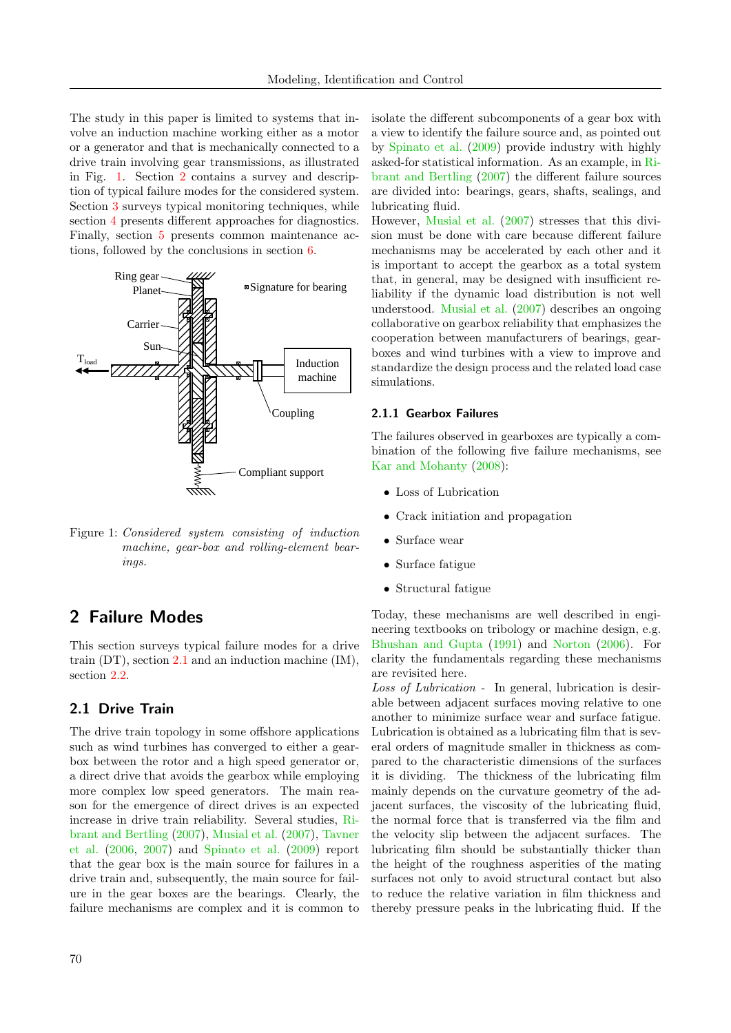The study in this paper is limited to systems that involve an induction machine working either as a motor or as a generator and that is mechanically connected to a drive train involving gear transmissions, as illustrated in Fig. 1. Section 2 contains a survey and description of typical failure modes for the considered system. Section 3 surveys typical monitoring techniques, while section 4 presents different approaches for diagnostics. Finally, section 5 presents common maintenance actions, followed by the conclusions in section 6.

Figure 1: *Considered system consisting of induction machine, gear-box and rolling-element bearings.*

## 2 Failure Modes

This section surveys typical failure modes for a drive train (DT), section 2.1 and an induction machine (IM), section 2.2.

### 2.1 Drive Train

The drive train topology in some offshore applications such as wind turbines has converged to either a gearbox between the rotor and a high speed generator or, a direct drive that avoids the gearbox while employing more complex low speed generators. The main reason for the emergence of direct drives is an expected increase in drive train reliability. Several studies, Ribrant and Bertling (2007), Musial et al. (2007), Tavner et al. (2006, 2007) and Spinato et al. (2009) report that the gear box is the main source for failures in a drive train and, subsequently, the main source for failure in the gear boxes are the bearings. Clearly, the failure mechanisms are complex and it is common to isolate the different subcomponents of a gear box with a view to identify the failure source and, as pointed out by Spinato et al. (2009) provide industry with highly asked-for statistical information. As an example, in Ribrant and Bertling (2007) the different failure sources are divided into: bearings, gears, shafts, sealings, and lubricating fluid.

However, Musial et al. (2007) stresses that this division must be done with care because different failure mechanisms may be accelerated by each other and it is important to accept the gearbox as a total system that, in general, may be designed with insufficient reliability if the dynamic load distribution is not well understood. Musial et al. (2007) describes an ongoing collaborative on gearbox reliability that emphasizes the cooperation between manufacturers of bearings, gearboxes and wind turbines with a view to improve and standardize the design process and the related load case simulations.

#### 2.1.1 Gearbox Failures

The failures observed in gearboxes are typically a combination of the following five failure mechanisms, see Kar and Mohanty (2008):

- Loss of Lubrication
- Crack initiation and propagation
- Surface wear
- Surface fatigue
- Structural fatigue

Today, these mechanisms are well described in engineering textbooks on tribology or machine design, e.g. Bhushan and Gupta (1991) and Norton (2006). For clarity the fundamentals regarding these mechanisms are revisited here.

*Loss of Lubrication -* In general, lubrication is desirable between adjacent surfaces moving relative to one another to minimize surface wear and surface fatigue. Lubrication is obtained as a lubricating film that is several orders of magnitude smaller in thickness as compared to the characteristic dimensions of the surfaces it is dividing. The thickness of the lubricating film mainly depends on the curvature geometry of the adjacent surfaces, the viscosity of the lubricating fluid, the normal force that is transferred via the film and the velocity slip between the adjacent surfaces. The lubricating film should be substantially thicker than the height of the roughness asperities of the mating surfaces not only to avoid structural contact but also to reduce the relative variation in film thickness and thereby pressure peaks in the lubricating fluid. If the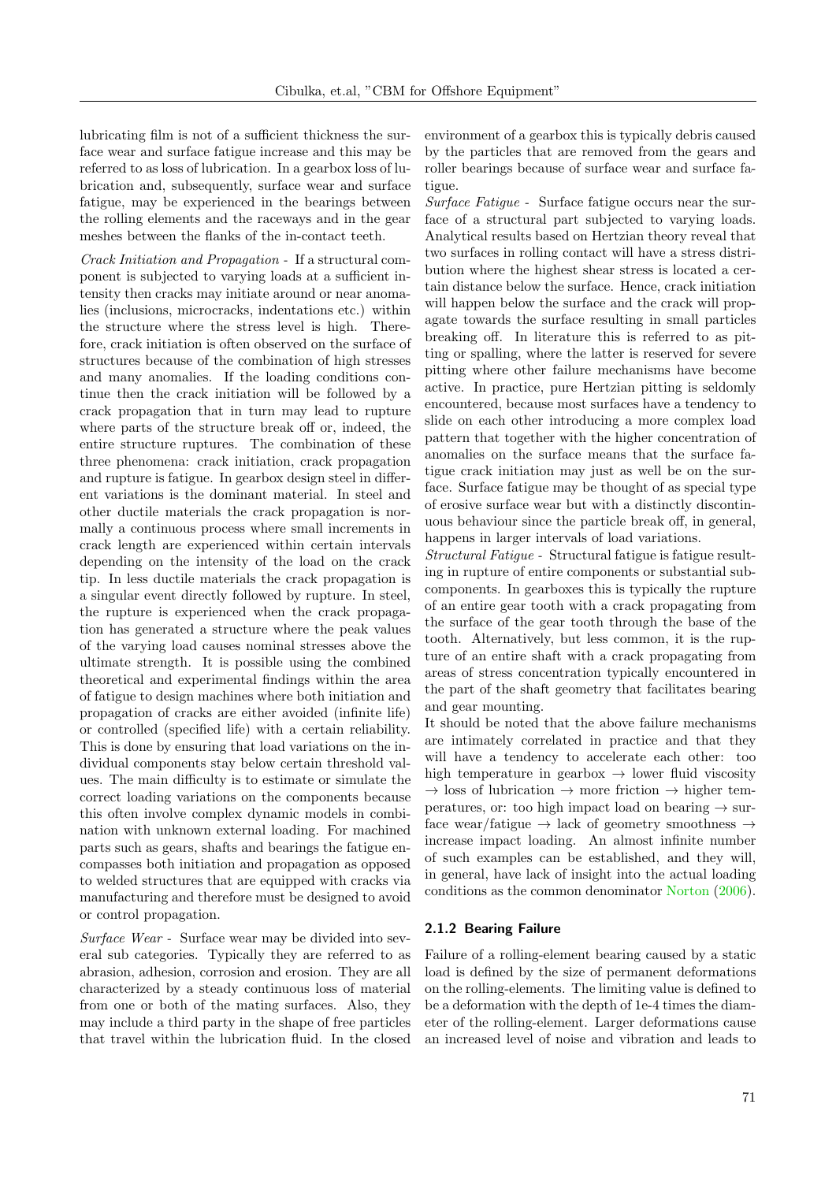lubricating film is not of a sufficient thickness the surface wear and surface fatigue increase and this may be referred to as loss of lubrication. In a gearbox loss of lubrication and, subsequently, surface wear and surface fatigue, may be experienced in the bearings between the rolling elements and the raceways and in the gear meshes between the flanks of the in-contact teeth.

*Crack Initiation and Propagation* - If a structural component is subjected to varying loads at a sufficient intensity then cracks may initiate around or near anomalies (inclusions, microcracks, indentations etc.) within the structure where the stress level is high. Therefore, crack initiation is often observed on the surface of structures because of the combination of high stresses and many anomalies. If the loading conditions continue then the crack initiation will be followed by a crack propagation that in turn may lead to rupture where parts of the structure break off or, indeed, the entire structure ruptures. The combination of these three phenomena: crack initiation, crack propagation and rupture is fatigue. In gearbox design steel in different variations is the dominant material. In steel and other ductile materials the crack propagation is normally a continuous process where small increments in crack length are experienced within certain intervals depending on the intensity of the load on the crack tip. In less ductile materials the crack propagation is a singular event directly followed by rupture. In steel, the rupture is experienced when the crack propagation has generated a structure where the peak values of the varying load causes nominal stresses above the ultimate strength. It is possible using the combined theoretical and experimental findings within the area of fatigue to design machines where both initiation and propagation of cracks are either avoided (infinite life) or controlled (specified life) with a certain reliability. This is done by ensuring that load variations on the individual components stay below certain threshold values. The main difficulty is to estimate or simulate the correct loading variations on the components because this often involve complex dynamic models in combination with unknown external loading. For machined parts such as gears, shafts and bearings the fatigue encompasses both initiation and propagation as opposed to welded structures that are equipped with cracks via manufacturing and therefore must be designed to avoid or control propagation.

*Surface Wear* - Surface wear may be divided into several sub categories. Typically they are referred to as abrasion, adhesion, corrosion and erosion. They are all characterized by a steady continuous loss of material from one or both of the mating surfaces. Also, they may include a third party in the shape of free particles that travel within the lubrication fluid. In the closed environment of a gearbox this is typically debris caused by the particles that are removed from the gears and roller bearings because of surface wear and surface fatigue.

*Surface Fatigue* - Surface fatigue occurs near the surface of a structural part subjected to varying loads. Analytical results based on Hertzian theory reveal that two surfaces in rolling contact will have a stress distribution where the highest shear stress is located a certain distance below the surface. Hence, crack initiation will happen below the surface and the crack will propagate towards the surface resulting in small particles breaking off. In literature this is referred to as pitting or spalling, where the latter is reserved for severe pitting where other failure mechanisms have become active. In practice, pure Hertzian pitting is seldomly encountered, because most surfaces have a tendency to slide on each other introducing a more complex load pattern that together with the higher concentration of anomalies on the surface means that the surface fatigue crack initiation may just as well be on the surface. Surface fatigue may be thought of as special type of erosive surface wear but with a distinctly discontinuous behaviour since the particle break off, in general, happens in larger intervals of load variations.

*Structural Fatigue* - Structural fatigue is fatigue resulting in rupture of entire components or substantial subcomponents. In gearboxes this is typically the rupture of an entire gear tooth with a crack propagating from the surface of the gear tooth through the base of the tooth. Alternatively, but less common, it is the rupture of an entire shaft with a crack propagating from areas of stress concentration typically encountered in the part of the shaft geometry that facilitates bearing and gear mounting.

It should be noted that the above failure mechanisms are intimately correlated in practice and that they will have a tendency to accelerate each other: too high temperature in gearbox → lower fluid viscosity → loss of lubrication → more friction → higher temperatures, or: too high impact load on bearing → surface wear/fatigue → lack of geometry smoothness → increase impact loading. An almost infinite number of such examples can be established, and they will, in general, have lack of insight into the actual loading conditions as the common denominator Norton (2006).

### 2.1.2 Bearing Failure

Failure of a rolling-element bearing caused by a static load is defined by the size of permanent deformations on the rolling-elements. The limiting value is defined to be a deformation with the depth of 1e-4 times the diameter of the rolling-element. Larger deformations cause an increased level of noise and vibration and leads to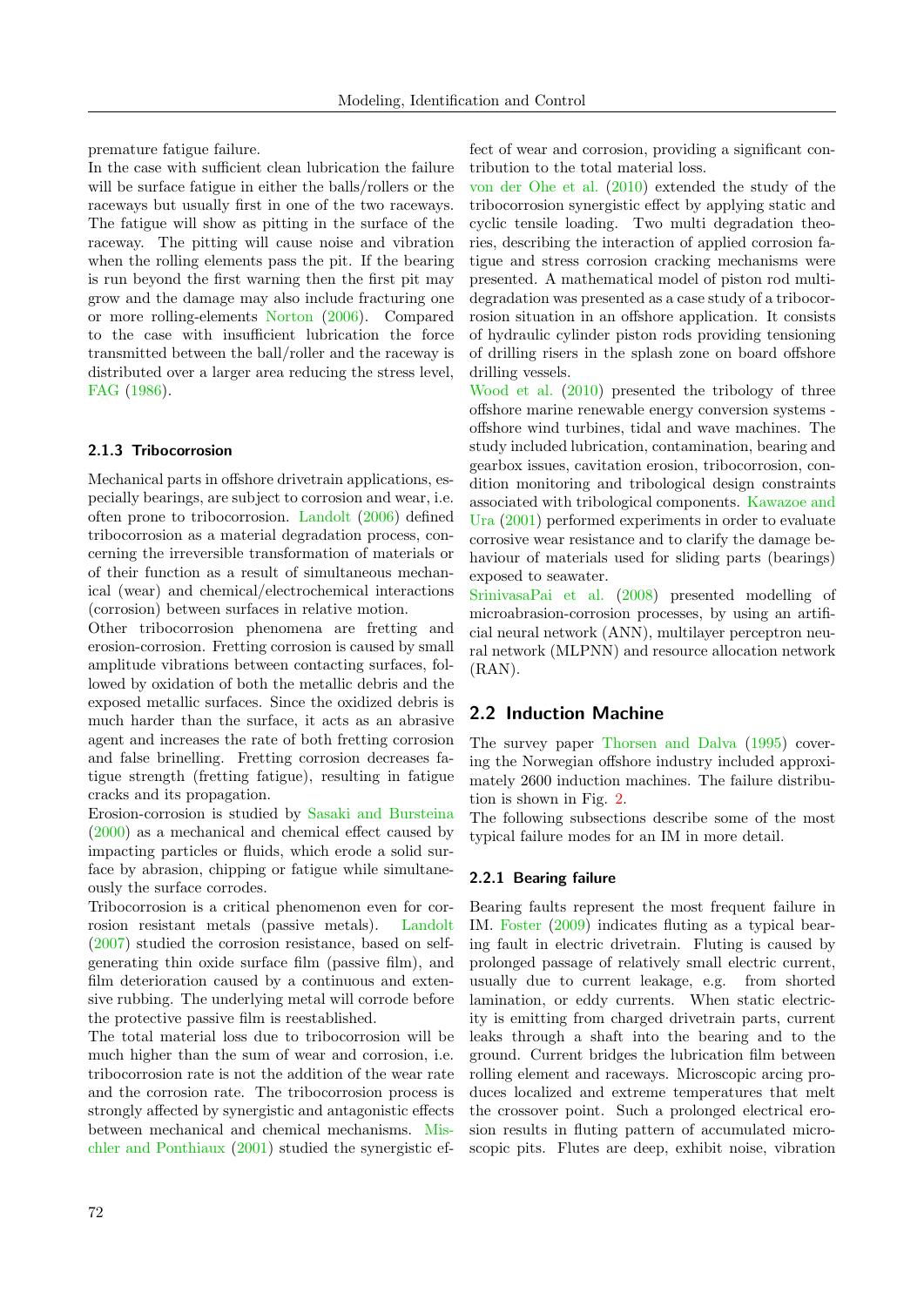premature fatigue failure.

In the case with sufficient clean lubrication the failure will be surface fatigue in either the balls/rollers or the raceways but usually first in one of the two raceways. The fatigue will show as pitting in the surface of the raceway. The pitting will cause noise and vibration when the rolling elements pass the pit. If the bearing is run beyond the first warning then the first pit may grow and the damage may also include fracturing one or more rolling-elements Norton (2006). Compared to the case with insufficient lubrication the force transmitted between the ball/roller and the raceway is distributed over a larger area reducing the stress level, FAG (1986).

#### 2.1.3 Tribocorrosion

Mechanical parts in offshore drivetrain applications, especially bearings, are subject to corrosion and wear, i.e. often prone to tribocorrosion. Landolt (2006) defined tribocorrosion as a material degradation process, concerning the irreversible transformation of materials or of their function as a result of simultaneous mechanical (wear) and chemical/electrochemical interactions (corrosion) between surfaces in relative motion.

Other tribocorrosion phenomena are fretting and erosion-corrosion. Fretting corrosion is caused by small amplitude vibrations between contacting surfaces, followed by oxidation of both the metallic debris and the exposed metallic surfaces. Since the oxidized debris is much harder than the surface, it acts as an abrasive agent and increases the rate of both fretting corrosion and false brinelling. Fretting corrosion decreases fatigue strength (fretting fatigue), resulting in fatigue cracks and its propagation.

Erosion-corrosion is studied by Sasaki and Bursteina (2000) as a mechanical and chemical effect caused by impacting particles or fluids, which erode a solid surface by abrasion, chipping or fatigue while simultaneously the surface corrodes.

Tribocorrosion is a critical phenomenon even for corrosion resistant metals (passive metals). Landolt (2007) studied the corrosion resistance, based on self-generating thin oxide surface film (passive film), and film deterioration caused by a continuous and extensive rubbing. The underlying metal will corrode before the protective passive film is reestablished.

The total material loss due to tribocorrosion will be much higher than the sum of wear and corrosion, i.e. tribocorrosion rate is not the addition of the wear rate and the corrosion rate. The tribocorrosion process is strongly affected by synergistic and antagonistic effects between mechanical and chemical mechanisms. Mischler and Ponthiaux (2001) studied the synergistic effect of wear and corrosion, providing a significant contribution to the total material loss.

von der Ohe et al. (2010) extended the study of the tribocorrosion synergistic effect by applying static and cyclic tensile loading. Two multi degradation theories, describing the interaction of applied corrosion fatigue and stress corrosion cracking mechanisms were presented. A mathematical model of piston rod multi-degradation was presented as a case study of a tribocorrosion situation in an offshore application. It consists of hydraulic cylinder piston rods providing tensioning of drilling risers in the splash zone on board offshore drilling vessels.

Wood et al. (2010) presented the tribology of three offshore marine renewable energy conversion systems - offshore wind turbines, tidal and wave machines. The study included lubrication, contamination, bearing and gearbox issues, cavitation erosion, tribocorrosion, condition monitoring and tribological design constraints associated with tribological components. Kawazoe and Ura (2001) performed experiments in order to evaluate corrosive wear resistance and to clarify the damage behaviour of materials used for sliding parts (bearings) exposed to seawater.

SrinivasaPai et al. (2008) presented modelling of microabrasion-corrosion processes, by using an artificial neural network (ANN), multilayer perceptron neural network (MLPNN) and resource allocation network (RAN).

### 2.2 Induction Machine

The survey paper Thorsen and Dalva (1995) covering the Norwegian offshore industry included approximately 2600 induction machines. The failure distribution is shown in Fig. 2.

The following subsections describe some of the most typical failure modes for an IM in more detail.

#### 2.2.1 Bearing failure

Bearing faults represent the most frequent failure in IM. Foster (2009) indicates fluting as a typical bearing fault in electric drivetrain. Fluting is caused by prolonged passage of relatively small electric current, usually due to current leakage, e.g. from shorted lamination, or eddy currents. When static electricity is emitting from charged drivetrain parts, current leaks through a shaft into the bearing and to the ground. Current bridges the lubrication film between rolling element and raceways. Microscopic arcing produces localized and extreme temperatures that melt the crossover point. Such a prolonged electrical erosion results in fluting pattern of accumulated microscopic pits. Flutes are deep, exhibit noise, vibration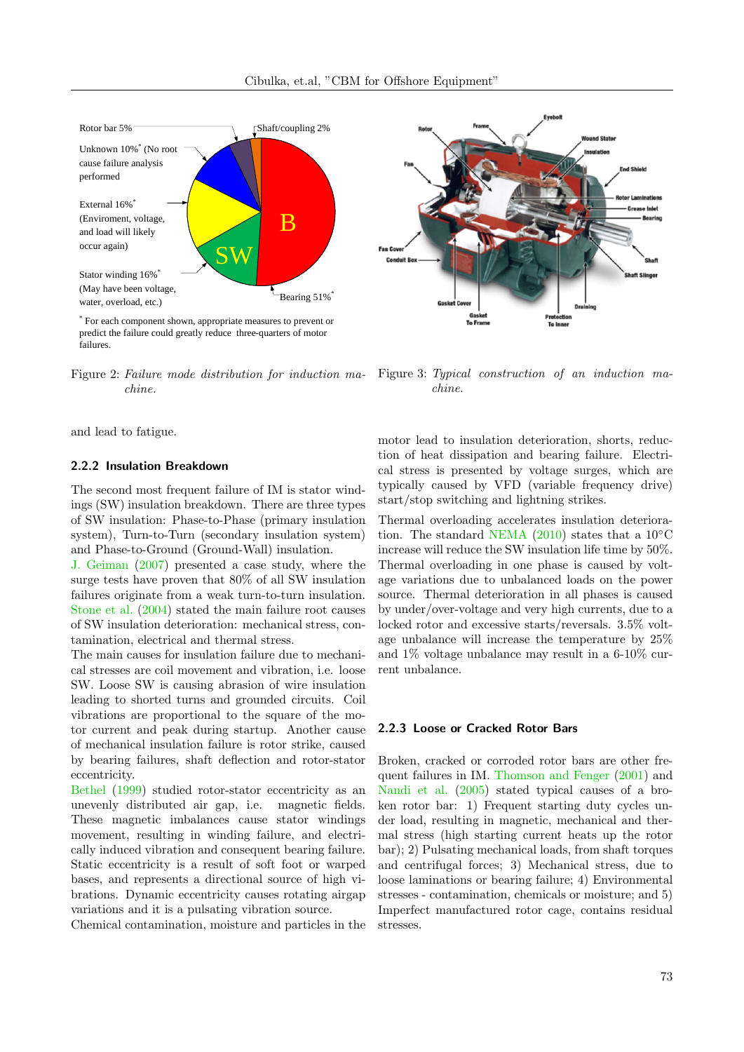Figure 2: *Failure mode distribution for induction machine.*

Figure 3: *Typical construction of an induction machine.*

and lead to fatigue.

### 2.2.2 Insulation Breakdown

The second most frequent failure of IM is stator windings (SW) insulation breakdown. There are three types of SW insulation: Phase-to-Phase (primary insulation system), Turn-to-Turn (secondary insulation system) and Phase-to-Ground (Ground-Wall) insulation.
J. Geiman (2007) presented a case study, where the surge tests have proven that 80% of all SW insulation failures originate from a weak turn-to-turn insulation. Stone et al. (2004) stated the main failure root causes of SW insulation deterioration: mechanical stress, contamination, electrical and thermal stress.
The main causes for insulation failure due to mechanical stresses are coil movement and vibration, i.e. loose SW. Loose SW is causing abrasion of wire insulation leading to shorted turns and grounded circuits. Coil vibrations are proportional to the square of the motor current and peak during startup. Another cause of mechanical insulation failure is rotor strike, caused by bearing failures, shaft deflection and rotor-stator eccentricity.
Bethel (1999) studied rotor-stator eccentricity as an unevenly distributed air gap, i.e. magnetic fields. These magnetic imbalances cause stator windings movement, resulting in winding failure, and electrically induced vibration and consequent bearing failure. Static eccentricity is a result of soft foot or warped bases, and represents a directional source of high vibrations. Dynamic eccentricity causes rotating airgap variations and it is a pulsating vibration source.
Chemical contamination, moisture and particles in the motor lead to insulation deterioration, shorts, reduction of heat dissipation and bearing failure. Electrical stress is presented by voltage surges, which are typically caused by VFD (variable frequency drive) start/stop switching and lightning strikes.
Thermal overloading accelerates insulation deterioration. The standard NEMA (2010) states that a 10°C increase will reduce the SW insulation life time by 50%. Thermal overloading in one phase is caused by voltage variations due to unbalanced loads on the power source. Thermal deterioration in all phases is caused by under/over-voltage and very high currents, due to a locked rotor and excessive starts/reversals. 3.5% voltage unbalance will increase the temperature by 25% and 1% voltage unbalance may result in a 6-10% current unbalance.

### 2.2.3 Loose or Cracked Rotor Bars

Broken, cracked or corroded rotor bars are other frequent failures in IM. Thomson and Fenger (2001) and Nandi et al. (2005) stated typical causes of a broken rotor bar: 1) Frequent starting duty cycles under load, resulting in magnetic, mechanical and thermal stress (high starting current heats up the rotor bar); 2) Pulsating mechanical loads, from shaft torques and centrifugal forces; 3) Mechanical stress, due to loose laminations or bearing failure; 4) Environmental stresses - contamination, chemicals or moisture; and 5) Imperfect manufactured rotor cage, contains residual stresses.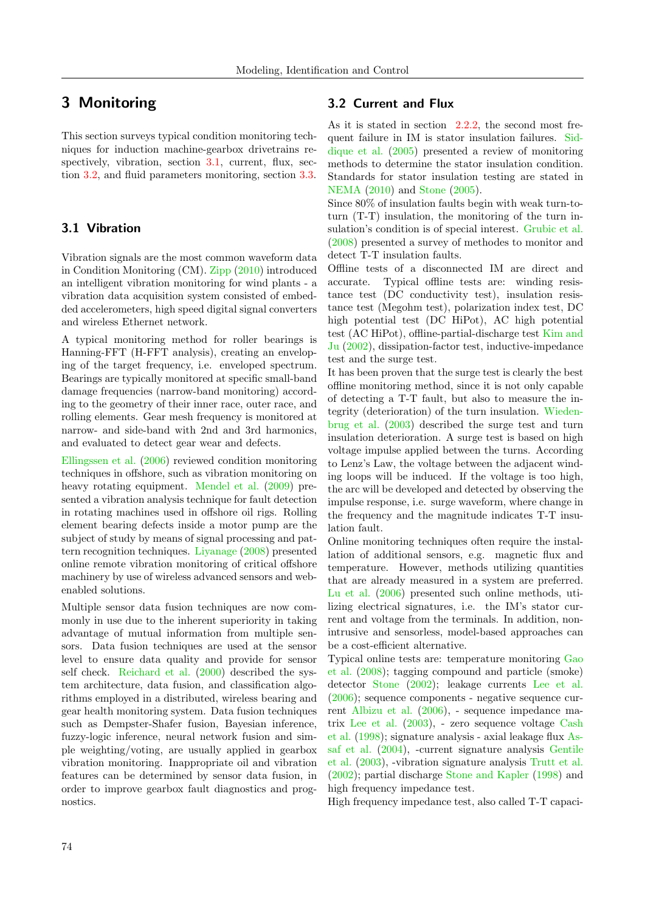## 3 Monitoring

This section surveys typical condition monitoring techniques for induction machine-gearbox drivetrains respectively, vibration, section 3.1, current, flux, section 3.2, and fluid parameters monitoring, section 3.3.

### 3.1 Vibration

Vibration signals are the most common waveform data in Condition Monitoring (CM). Zipp (2010) introduced an intelligent vibration monitoring for wind plants - a vibration data acquisition system consisted of embedded accelerometers, high speed digital signal converters and wireless Ethernet network.

A typical monitoring method for roller bearings is Hanning-FFT (H-FFT analysis), creating an enveloping of the target frequency, i.e. enveloped spectrum. Bearings are typically monitored at specific small-band damage frequencies (narrow-band monitoring) according to the geometry of their inner race, outer race, and rolling elements. Gear mesh frequency is monitored at narrow- and side-band with 2nd and 3rd harmonics, and evaluated to detect gear wear and defects.

Ellingssen et al. (2006) reviewed condition monitoring techniques in offshore, such as vibration monitoring on heavy rotating equipment. Mendel et al. (2009) presented a vibration analysis technique for fault detection in rotating machines used in offshore oil rigs. Rolling element bearing defects inside a motor pump are the subject of study by means of signal processing and pattern recognition techniques. Liyanage (2008) presented online remote vibration monitoring of critical offshore machinery by use of wireless advanced sensors and web-enabled solutions.

Multiple sensor data fusion techniques are now commonly in use due to the inherent superiority in taking advantage of mutual information from multiple sensors. Data fusion techniques are used at the sensor level to ensure data quality and provide for sensor self check. Reichard et al. (2000) described the system architecture, data fusion, and classification algorithms employed in a distributed, wireless bearing and gear health monitoring system. Data fusion techniques such as Dempster-Shafer fusion, Bayesian inference, fuzzy-logic inference, neural network fusion and simple weighting/voting, are usually applied in gearbox vibration monitoring. Inappropriate oil and vibration features can be determined by sensor data fusion, in order to improve gearbox fault diagnostics and prognostics.

### 3.2 Current and Flux

As it is stated in section 2.2.2, the second most frequent failure in IM is stator insulation failures. Siddique et al. (2005) presented a review of monitoring methods to determine the stator insulation condition. Standards for stator insulation testing are stated in NEMA (2010) and Stone (2005).

Since 80% of insulation faults begin with weak turn-to-turn (T-T) insulation, the monitoring of the turn insulation's condition is of special interest. Grubic et al. (2008) presented a survey of methodes to monitor and detect T-T insulation faults.

Offline tests of a disconnected IM are direct and accurate. Typical offline tests are: winding resistance test (DC conductivity test), insulation resistance test (Megohm test), polarization index test, DC high potential test (DC HiPot), AC high potential test (AC HiPot), offline-partial-discharge test Kim and Ju (2002), dissipation-factor test, inductive-impedance test and the surge test.

It has been proven that the surge test is clearly the best offline monitoring method, since it is not only capable of detecting a T-T fault, but also to measure the integrity (deterioration) of the turn insulation. Wiedenbrug et al. (2003) described the surge test and turn insulation deterioration. A surge test is based on high voltage impulse applied between the turns. According to Lenz's Law, the voltage between the adjacent winding loops will be induced. If the voltage is too high, the arc will be developed and detected by observing the impulse response, i.e. surge waveform, where change in the frequency and the magnitude indicates T-T insulation fault.

Online monitoring techniques often require the installation of additional sensors, e.g. magnetic flux and temperature. However, methods utilizing quantities that are already measured in a system are preferred. Lu et al. (2006) presented such online methods, utilizing electrical signatures, i.e. the IM's stator current and voltage from the terminals. In addition, nonintrusive and sensorless, model-based approaches can be a cost-efficient alternative.

Typical online tests are: temperature monitoring Gao et al. (2008); tagging compound and particle (smoke) detector Stone (2002); leakage currents Lee et al. (2006); sequence components - negative sequence current Albizu et al. (2006), - sequence impedance matrix Lee et al. (2003), - zero sequence voltage Cash et al. (1998); signature analysis - axial leakage flux Assaf et al. (2004), -current signature analysis Gentile et al. (2003), -vibration signature analysis Trutt et al. (2002); partial discharge Stone and Kapler (1998) and high frequency impedance test.

High frequency impedance test, also called T-T capaci-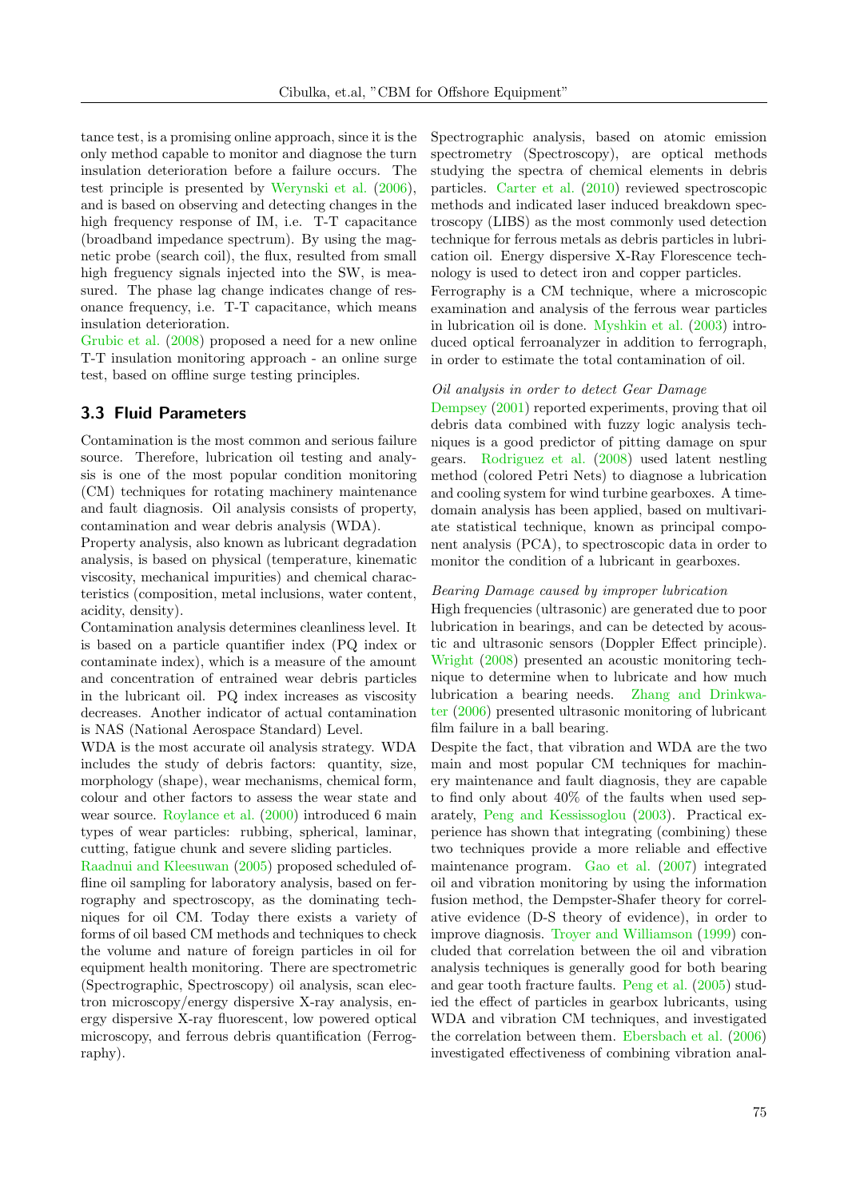tance test, is a promising online approach, since it is the only method capable to monitor and diagnose the turn insulation deterioration before a failure occurs. The test principle is presented by Werynski et al. (2006), and is based on observing and detecting changes in the high frequency response of IM, i.e. T-T capacitance (broadband impedance spectrum). By using the magnetic probe (search coil), the flux, resulted from small high frequency signals injected into the SW, is measured. The phase lag change indicates change of resonance frequency, i.e. T-T capacitance, which means insulation deterioration.

Grubic et al. (2008) proposed a need for a new online T-T insulation monitoring approach - an online surge test, based on offline surge testing principles.

### 3.3 Fluid Parameters

Contamination is the most common and serious failure source. Therefore, lubrication oil testing and analysis is one of the most popular condition monitoring (CM) techniques for rotating machinery maintenance and fault diagnosis. Oil analysis consists of property, contamination and wear debris analysis (WDA).

Property analysis, also known as lubricant degradation analysis, is based on physical (temperature, kinematic viscosity, mechanical impurities) and chemical characteristics (composition, metal inclusions, water content, acidity, density).

Contamination analysis determines cleanliness level. It is based on a particle quantifier index (PQ index or contaminate index), which is a measure of the amount and concentration of entrained wear debris particles in the lubricant oil. PQ index increases as viscosity decreases. Another indicator of actual contamination is NAS (National Aerospace Standard) Level.

WDA is the most accurate oil analysis strategy. WDA includes the study of debris factors: quantity, size, morphology (shape), wear mechanisms, chemical form, colour and other factors to assess the wear state and wear source. Roylance et al. (2000) introduced 6 main types of wear particles: rubbing, spherical, laminar, cutting, fatigue chunk and severe sliding particles.

Raadnui and Kleesuwan (2005) proposed scheduled offline oil sampling for laboratory analysis, based on ferrography and spectroscopy, as the dominating techniques for oil CM. Today there exists a variety of forms of oil based CM methods and techniques to check the volume and nature of foreign particles in oil for equipment health monitoring. There are spectrometric (Spectrographic, Spectroscopy) oil analysis, scan electron microscopy/energy dispersive X-ray analysis, energy dispersive X-ray fluorescent, low powered optical microscopy, and ferrous debris quantification (Ferrography).

Spectrographic analysis, based on atomic emission spectrometry (Spectroscopy), are optical methods studying the spectra of chemical elements in debris particles. Carter et al. (2010) reviewed spectroscopic methods and indicated laser induced breakdown spectroscopy (LIBS) as the most commonly used detection technique for ferrous metals as debris particles in lubrication oil. Energy dispersive X-Ray Florescence technology is used to detect iron and copper particles.

Ferrography is a CM technique, where a microscopic examination and analysis of the ferrous wear particles in lubrication oil is done. Myshkin et al. (2003) introduced optical ferroanalyzer in addition to ferrograph, in order to estimate the total contamination of oil.

*Oil analysis in order to detect Gear Damage*

Dempsey (2001) reported experiments, proving that oil debris data combined with fuzzy logic analysis techniques is a good predictor of pitting damage on spur gears. Rodriguez et al. (2008) used latent nestling method (colored Petri Nets) to diagnose a lubrication and cooling system for wind turbine gearboxes. A time-domain analysis has been applied, based on multivariate statistical technique, known as principal component analysis (PCA), to spectroscopic data in order to monitor the condition of a lubricant in gearboxes.

*Bearing Damage caused by improper lubrication*

High frequencies (ultrasonic) are generated due to poor lubrication in bearings, and can be detected by acoustic and ultrasonic sensors (Doppler Effect principle). Wright (2008) presented an acoustic monitoring technique to determine when to lubricate and how much lubrication a bearing needs. Zhang and Drinkwater (2006) presented ultrasonic monitoring of lubricant film failure in a ball bearing.

Despite the fact, that vibration and WDA are the two main and most popular CM techniques for machinery maintenance and fault diagnosis, they are capable to find only about 40% of the faults when used separately, Peng and Kessissoglou (2003). Practical experience has shown that integrating (combining) these two techniques provide a more reliable and effective maintenance program. Gao et al. (2007) integrated oil and vibration monitoring by using the information fusion method, the Dempster-Shafer theory for correlative evidence (D-S theory of evidence), in order to improve diagnosis. Troyer and Williamson (1999) concluded that correlation between the oil and vibration analysis techniques is generally good for both bearing and gear tooth fracture faults. Peng et al. (2005) studied the effect of particles in gearbox lubricants, using WDA and vibration CM techniques, and investigated the correlation between them. Ebersbach et al. (2006) investigated effectiveness of combining vibration anal-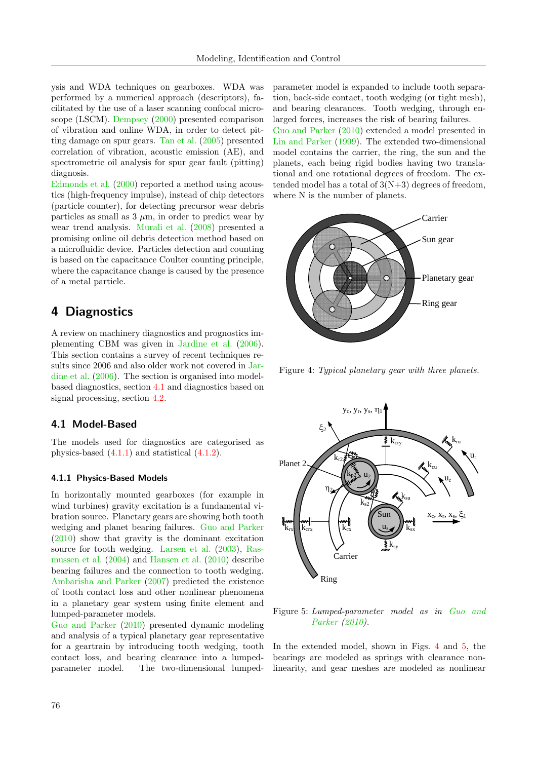ysis and WDA techniques on gearboxes. WDA was performed by a numerical approach (descriptors), facilitated by the use of a laser scanning confocal microscope (LSCM). Dempsey (2000) presented comparison of vibration and online WDA, in order to detect pitting damage on spur gears. Tan et al. (2005) presented correlation of vibration, acoustic emission (AE), and spectrometric oil analysis for spur gear fault (pitting) diagnosis.

Edmonds et al. (2000) reported a method using acoustics (high-frequency impulse), instead of chip detectors (particle counter), for detecting precursor wear debris particles as small as 3 $\mu$m, in order to predict wear by wear trend analysis. Murali et al. (2008) presented a promising online oil debris detection method based on a microfluidic device. Particles detection and counting is based on the capacitance Coulter counting principle, where the capacitance change is caused by the presence of a metal particle.

# 4 Diagnostics

A review on machinery diagnostics and prognostics implementing CBM was given in Jardine et al. (2006). This section contains a survey of recent techniques results since 2006 and also older work not covered in Jardine et al. (2006). The section is organised into model-based diagnostics, section 4.1 and diagnostics based on signal processing, section 4.2.

## 4.1 Model-Based

The models used for diagnostics are categorised as physics-based (4.1.1) and statistical (4.1.2).

### 4.1.1 Physics-Based Models

In horizontally mounted gearboxes (for example in wind turbines) gravity excitation is a fundamental vibration source. Planetary gears are showing both tooth wedging and planet bearing failures. Guo and Parker (2010) show that gravity is the dominant excitation source for tooth wedging. Larsen et al. (2003), Rasmussen et al. (2004) and Hansen et al. (2010) describe bearing failures and the connection to tooth wedging. Ambarisha and Parker (2007) predicted the existence of tooth contact loss and other nonlinear phenomena in a planetary gear system using finite element and lumped-parameter models.

Guo and Parker (2010) presented dynamic modeling and analysis of a typical planetary gear representative for a geartrain by introducing tooth wedging, tooth contact loss, and bearing clearance into a lumped-parameter model. The two-dimensional lumped-parameter model is expanded to include tooth separation, back-side contact, tooth wedging (or tight mesh), and bearing clearances. Tooth wedging, through enlarged forces, increases the risk of bearing failures.

Guo and Parker (2010) extended a model presented in Lin and Parker (1999). The extended two-dimensional model contains the carrier, the ring, the sun and the planets, each being rigid bodies having two translational and one rotational degrees of freedom. The extended model has a total of 3(N+3) degrees of freedom, where N is the number of planets.

Figure 4: *Typical planetary gear with three planets.*

Figure 5: *Lumped-parameter model as in Guo and Parker (2010).*

In the extended model, shown in Figs. 4 and 5, the bearings are modeled as springs with clearance nonlinearity, and gear meshes are modeled as nonlinear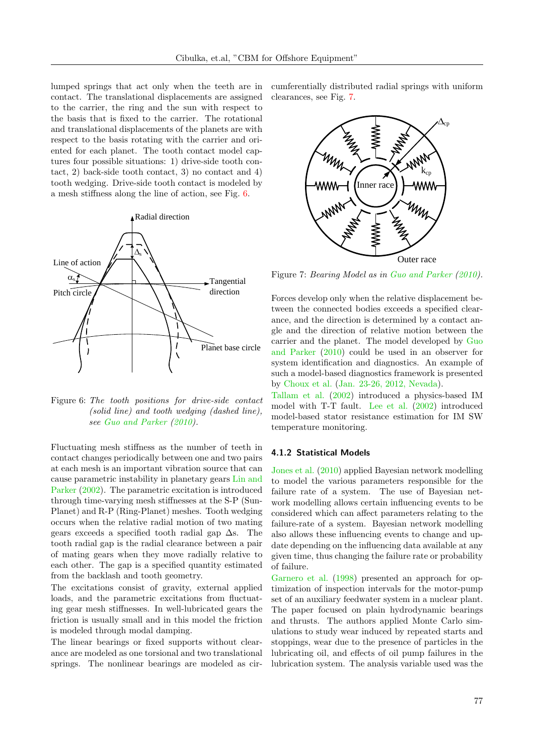lumped springs that act only when the teeth are in contact. The translational displacements are assigned to the carrier, the ring and the sun with respect to the basis that is fixed to the carrier. The rotational and translational displacements of the planets are with respect to the basis rotating with the carrier and oriented for each planet. The tooth contact model captures four possible situations: 1) drive-side tooth contact, 2) back-side tooth contact, 3) no contact and 4) tooth wedging. Drive-side tooth contact is modeled by a mesh stiffness along the line of action, see Fig. 6.

Figure 6: *The tooth positions for drive-side contact (solid line) and tooth wedging (dashed line), see Guo and Parker (2010).*

Fluctuating mesh stiffness as the number of teeth in contact changes periodically between one and two pairs at each mesh is an important vibration source that can cause parametric instability in planetary gears Lin and Parker (2002). The parametric excitation is introduced through time-varying mesh stiffnesses at the S-P (Sun-Planet) and R-P (Ring-Planet) meshes. Tooth wedging occurs when the relative radial motion of two mating gears exceeds a specified tooth radial gap $\Delta s$. The tooth radial gap is the radial clearance between a pair of mating gears when they move radially relative to each other. The gap is a specified quantity estimated from the backlash and tooth geometry.

The excitations consist of gravity, external applied loads, and the parametric excitations from fluctuating gear mesh stiffnesses. In well-lubricated gears the friction is usually small and in this model the friction is modeled through modal damping.

The linear bearings or fixed supports without clearance are modeled as one torsional and two translational springs. The nonlinear bearings are modeled as circumferentially distributed radial springs with uniform clearances, see Fig. 7.

Figure 7: *Bearing Model as in Guo and Parker (2010).*

Forces develop only when the relative displacement between the connected bodies exceeds a specified clearance, and the direction is determined by a contact angle and the direction of relative motion between the carrier and the planet. The model developed by Guo and Parker (2010) could be used in an observer for system identification and diagnostics. An example of such a model-based diagnostics framework is presented by Choux et al. (Jan. 23-26, 2012, Nevada).

Tallam et al. (2002) introduced a physics-based IM model with T-T fault. Lee et al. (2002) introduced model-based stator resistance estimation for IM SW temperature monitoring.

### 4.1.2 Statistical Models

Jones et al. (2010) applied Bayesian network modelling to model the various parameters responsible for the failure rate of a system. The use of Bayesian network modelling allows certain influencing events to be considered which can affect parameters relating to the failure-rate of a system. Bayesian network modelling also allows these influencing events to change and update depending on the influencing data available at any given time, thus changing the failure rate or probability of failure.

Garnero et al. (1998) presented an approach for optimization of inspection intervals for the motor-pump set of an auxiliary feedwater system in a nuclear plant. The paper focused on plain hydrodynamic bearings and thrusts. The authors applied Monte Carlo simulations to study wear induced by repeated starts and stoppings, wear due to the presence of particles in the lubricating oil, and effects of oil pump failures in the lubrication system. The analysis variable used was the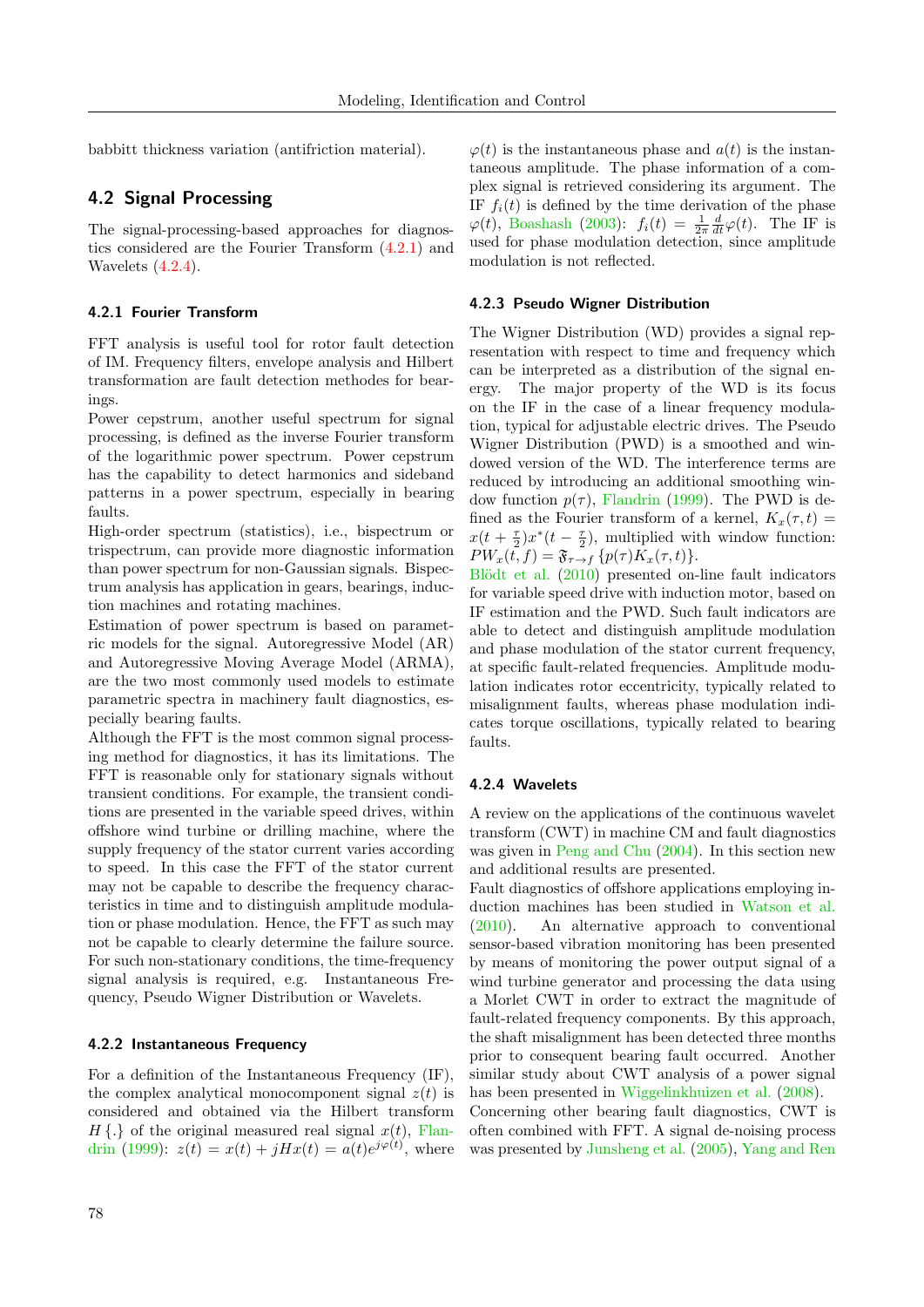babbitt thickness variation (antifriction material).

## 4.2 Signal Processing

The signal-processing-based approaches for diagnostics considered are the Fourier Transform (4.2.1) and Wavelets (4.2.4).

### 4.2.1 Fourier Transform

FFT analysis is useful tool for rotor fault detection of IM. Frequency filters, envelope analysis and Hilbert transformation are fault detection methodes for bearings.

Power cepstrum, another useful spectrum for signal processing, is defined as the inverse Fourier transform of the logarithmic power spectrum. Power cepstrum has the capability to detect harmonics and sideband patterns in a power spectrum, especially in bearing faults.

High-order spectrum (statistics), i.e., bispectrum or trispectrum, can provide more diagnostic information than power spectrum for non-Gaussian signals. Bispectrum analysis has application in gears, bearings, induction machines and rotating machines.

Estimation of power spectrum is based on parametric models for the signal. Autoregressive Model (AR) and Autoregressive Moving Average Model (ARMA), are the two most commonly used models to estimate parametric spectra in machinery fault diagnostics, especially bearing faults.

Although the FFT is the most common signal processing method for diagnostics, it has its limitations. The FFT is reasonable only for stationary signals without transient conditions. For example, the transient conditions are presented in the variable speed drives, within offshore wind turbine or drilling machine, where the supply frequency of the stator current varies according to speed. In this case the FFT of the stator current may not be capable to describe the frequency characteristics in time and to distinguish amplitude modulation or phase modulation. Hence, the FFT as such may not be capable to clearly determine the failure source. For such non-stationary conditions, the time-frequency signal analysis is required, e.g. Instantaneous Frequency, Pseudo Wigner Distribution or Wavelets.

### 4.2.2 Instantaneous Frequency

For a definition of the Instantaneous Frequency (IF), the complex analytical monocomponent signal $z(t)$ is considered and obtained via the Hilbert transform $H\{.\}$ of the original measured real signal $x(t)$, Flandrin (1999): $z(t) = x(t) + jHx(t) = a(t)e^{j\varphi(t)}$, where $\varphi(t)$ is the instantaneous phase and $a(t)$ is the instantaneous amplitude. The phase information of a complex signal is retrieved considering its argument. The IF $f_i(t)$ is defined by the time derivation of the phase $\varphi(t)$, Boashash (2003): $f_i(t) = \frac{1}{2\pi}\frac{d}{dt}\varphi(t)$. The IF is used for phase modulation detection, since amplitude modulation is not reflected.

### 4.2.3 Pseudo Wigner Distribution

The Wigner Distribution (WD) provides a signal representation with respect to time and frequency which can be interpreted as a distribution of the signal energy. The major property of the WD is its focus on the IF in the case of a linear frequency modulation, typical for adjustable electric drives. The Pseudo Wigner Distribution (PWD) is a smoothed and windowed version of the WD. The interference terms are reduced by introducing an additional smoothing window function $p(\tau)$, Flandrin (1999). The PWD is defined as the Fourier transform of a kernel, $K_x(\tau, t) = x(t + \frac{\tau}{2})x^*(t - \frac{\tau}{2})$, multiplied with window function: $PW_x(t, f) = \mathfrak{F}_{\tau \to f}\{p(\tau)K_x(\tau, t)\}$.

Blödt et al. (2010) presented on-line fault indicators for variable speed drive with induction motor, based on IF estimation and the PWD. Such fault indicators are able to detect and distinguish amplitude modulation and phase modulation of the stator current frequency, at specific fault-related frequencies. Amplitude modulation indicates rotor eccentricity, typically related to misalignment faults, whereas phase modulation indicates torque oscillations, typically related to bearing faults.

### 4.2.4 Wavelets

A review on the applications of the continuous wavelet transform (CWT) in machine CM and fault diagnostics was given in Peng and Chu (2004). In this section new and additional results are presented.

Fault diagnostics of offshore applications employing induction machines has been studied in Watson et al. (2010). An alternative approach to conventional sensor-based vibration monitoring has been presented by means of monitoring the power output signal of a wind turbine generator and processing the data using a Morlet CWT in order to extract the magnitude of fault-related frequency components. By this approach, the shaft misalignment has been detected three months prior to consequent bearing fault occurred. Another similar study about CWT analysis of a power signal has been presented in Wiggelinkhuizen et al. (2008).

Concerning other bearing fault diagnostics, CWT is often combined with FFT. A signal de-noising process was presented by Junsheng et al. (2005), Yang and Ren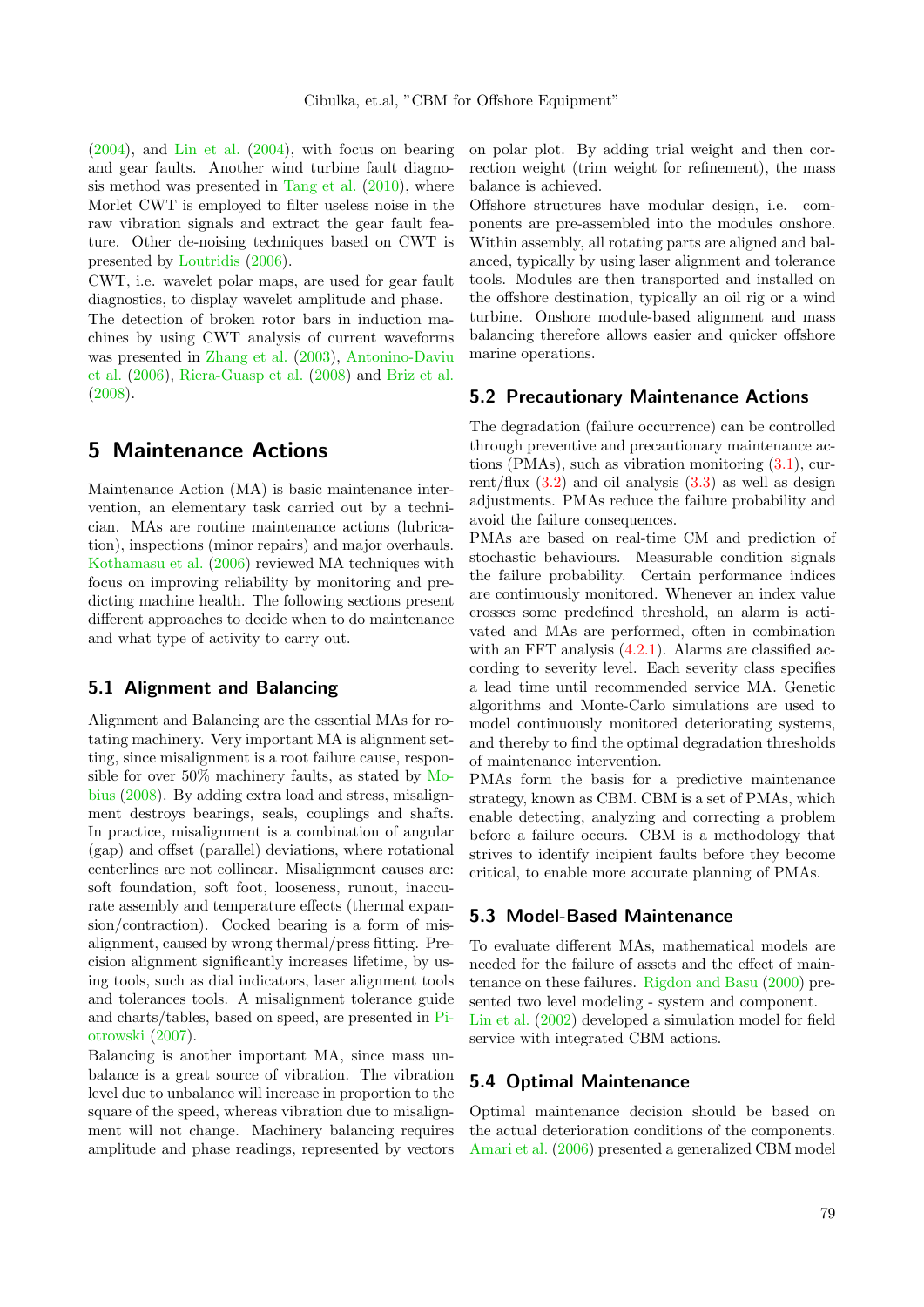(2004), and Lin et al. (2004), with focus on bearing and gear faults. Another wind turbine fault diagnosis method was presented in Tang et al. (2010), where Morlet CWT is employed to filter useless noise in the raw vibration signals and extract the gear fault feature. Other de-noising techniques based on CWT is presented by Loutridis (2006).

CWT, i.e. wavelet polar maps, are used for gear fault diagnostics, to display wavelet amplitude and phase.

The detection of broken rotor bars in induction machines by using CWT analysis of current waveforms was presented in Zhang et al. (2003), Antonino-Daviu et al. (2006), Riera-Guasp et al. (2008) and Briz et al. (2008).

# 5 Maintenance Actions

Maintenance Action (MA) is basic maintenance intervention, an elementary task carried out by a technician. MAs are routine maintenance actions (lubrication), inspections (minor repairs) and major overhauls. Kothamasu et al. (2006) reviewed MA techniques with focus on improving reliability by monitoring and predicting machine health. The following sections present different approaches to decide when to do maintenance and what type of activity to carry out.

## 5.1 Alignment and Balancing

Alignment and Balancing are the essential MAs for rotating machinery. Very important MA is alignment setting, since misalignment is a root failure cause, responsible for over 50% machinery faults, as stated by Mobius (2008). By adding extra load and stress, misalignment destroys bearings, seals, couplings and shafts. In practice, misalignment is a combination of angular (gap) and offset (parallel) deviations, where rotational centerlines are not collinear. Misalignment causes are: soft foundation, soft foot, looseness, runout, inaccurate assembly and temperature effects (thermal expansion/contraction). Cocked bearing is a form of misalignment, caused by wrong thermal/press fitting. Precision alignment significantly increases lifetime, by using tools, such as dial indicators, laser alignment tools and tolerances tools. A misalignment tolerance guide and charts/tables, based on speed, are presented in Piotrowski (2007).

Balancing is another important MA, since mass unbalance is a great source of vibration. The vibration level due to unbalance will increase in proportion to the square of the speed, whereas vibration due to misalignment will not change. Machinery balancing requires amplitude and phase readings, represented by vectors on polar plot. By adding trial weight and then correction weight (trim weight for refinement), the mass balance is achieved.

Offshore structures have modular design, i.e. components are pre-assembled into the modules onshore. Within assembly, all rotating parts are aligned and balanced, typically by using laser alignment and tolerance tools. Modules are then transported and installed on the offshore destination, typically an oil rig or a wind turbine. Onshore module-based alignment and mass balancing therefore allows easier and quicker offshore marine operations.

## 5.2 Precautionary Maintenance Actions

The degradation (failure occurrence) can be controlled through preventive and precautionary maintenance actions (PMAs), such as vibration monitoring (3.1), current/flux (3.2) and oil analysis (3.3) as well as design adjustments. PMAs reduce the failure probability and avoid the failure consequences.

PMAs are based on real-time CM and prediction of stochastic behaviours. Measurable condition signals the failure probability. Certain performance indices are continuously monitored. Whenever an index value crosses some predefined threshold, an alarm is activated and MAs are performed, often in combination with an FFT analysis (4.2.1). Alarms are classified according to severity level. Each severity class specifies a lead time until recommended service MA. Genetic algorithms and Monte-Carlo simulations are used to model continuously monitored deteriorating systems, and thereby to find the optimal degradation thresholds of maintenance intervention.

PMAs form the basis for a predictive maintenance strategy, known as CBM. CBM is a set of PMAs, which enable detecting, analyzing and correcting a problem before a failure occurs. CBM is a methodology that strives to identify incipient faults before they become critical, to enable more accurate planning of PMAs.

## 5.3 Model-Based Maintenance

To evaluate different MAs, mathematical models are needed for the failure of assets and the effect of maintenance on these failures. Rigdon and Basu (2000) presented two level modeling - system and component. Lin et al. (2002) developed a simulation model for field service with integrated CBM actions.

## 5.4 Optimal Maintenance

Optimal maintenance decision should be based on the actual deterioration conditions of the components. Amari et al. (2006) presented a generalized CBM model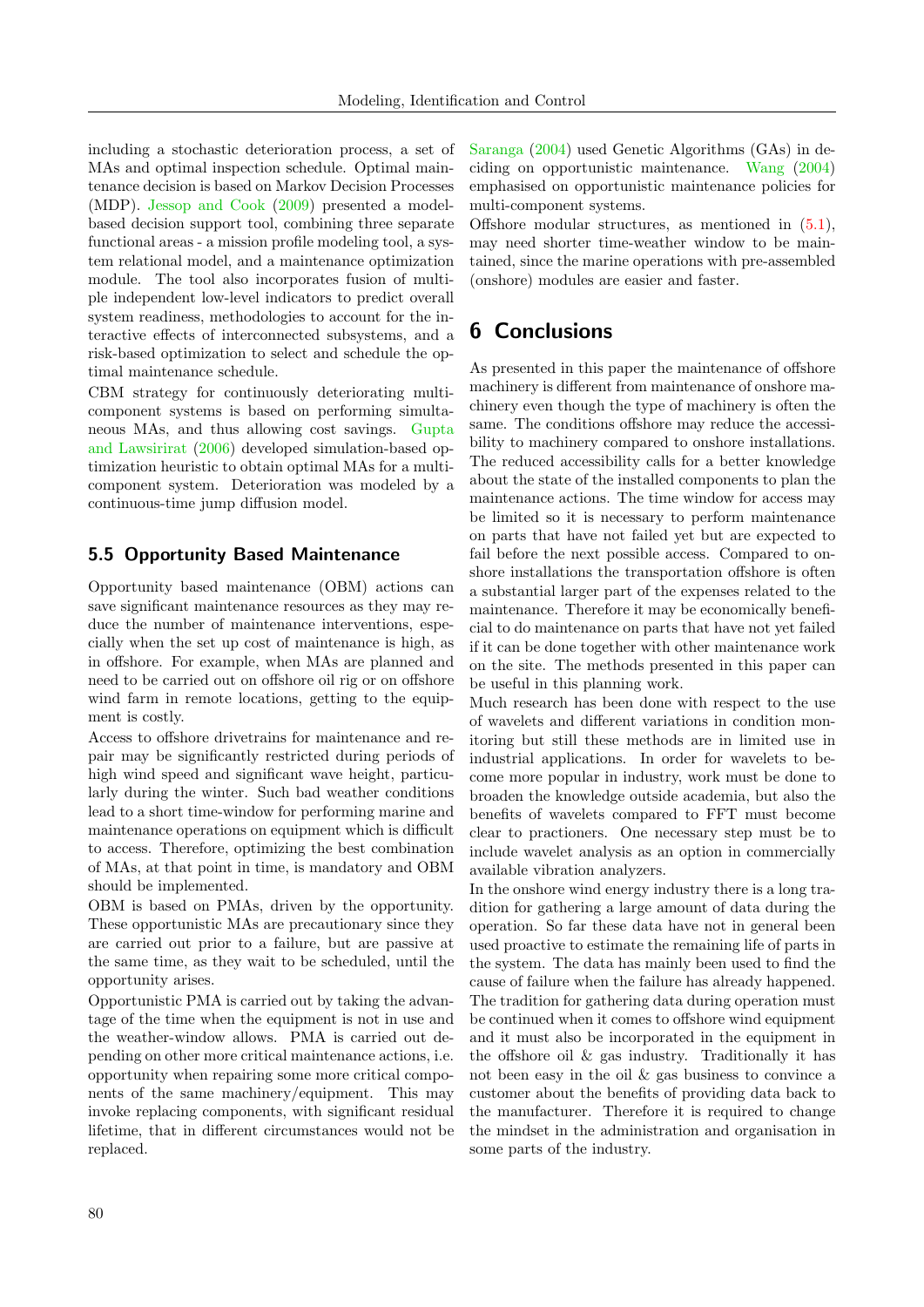including a stochastic deterioration process, a set of MAs and optimal inspection schedule. Optimal maintenance decision is based on Markov Decision Processes (MDP). Jessop and Cook (2009) presented a model-based decision support tool, combining three separate functional areas - a mission profile modeling tool, a system relational model, and a maintenance optimization module. The tool also incorporates fusion of multiple independent low-level indicators to predict overall system readiness, methodologies to account for the interactive effects of interconnected subsystems, and a risk-based optimization to select and schedule the optimal maintenance schedule.

CBM strategy for continuously deteriorating multi-component systems is based on performing simultaneous MAs, and thus allowing cost savings. Gupta and Lawsirirat (2006) developed simulation-based optimization heuristic to obtain optimal MAs for a multi-component system. Deterioration was modeled by a continuous-time jump diffusion model.

## 5.5 Opportunity Based Maintenance

Opportunity based maintenance (OBM) actions can save significant maintenance resources as they may reduce the number of maintenance interventions, especially when the set up cost of maintenance is high, as in offshore. For example, when MAs are planned and need to be carried out on offshore oil rig or on offshore wind farm in remote locations, getting to the equipment is costly.

Access to offshore drivetrains for maintenance and repair may be significantly restricted during periods of high wind speed and significant wave height, particularly during the winter. Such bad weather conditions lead to a short time-window for performing marine and maintenance operations on equipment which is difficult to access. Therefore, optimizing the best combination of MAs, at that point in time, is mandatory and OBM should be implemented.

OBM is based on PMAs, driven by the opportunity. These opportunistic MAs are precautionary since they are carried out prior to a failure, but are passive at the same time, as they wait to be scheduled, until the opportunity arises.

Opportunistic PMA is carried out by taking the advantage of the time when the equipment is not in use and the weather-window allows. PMA is carried out depending on other more critical maintenance actions, i.e. opportunity when repairing some more critical components of the same machinery/equipment. This may invoke replacing components, with significant residual lifetime, that in different circumstances would not be replaced.

Saranga (2004) used Genetic Algorithms (GAs) in deciding on opportunistic maintenance. Wang (2004) emphasised on opportunistic maintenance policies for multi-component systems.

Offshore modular structures, as mentioned in (5.1), may need shorter time-weather window to be maintained, since the marine operations with pre-assembled (onshore) modules are easier and faster.

# 6 Conclusions

As presented in this paper the maintenance of offshore machinery is different from maintenance of onshore machinery even though the type of machinery is often the same. The conditions offshore may reduce the accessibility to machinery compared to onshore installations. The reduced accessibility calls for a better knowledge about the state of the installed components to plan the maintenance actions. The time window for access may be limited so it is necessary to perform maintenance on parts that have not failed yet but are expected to fail before the next possible access. Compared to onshore installations the transportation offshore is often a substantial larger part of the expenses related to the maintenance. Therefore it may be economically beneficial to do maintenance on parts that have not yet failed if it can be done together with other maintenance work on the site. The methods presented in this paper can be useful in this planning work.

Much research has been done with respect to the use of wavelets and different variations in condition monitoring but still these methods are in limited use in industrial applications. In order for wavelets to become more popular in industry, work must be done to broaden the knowledge outside academia, but also the benefits of wavelets compared to FFT must become clear to practioners. One necessary step must be to include wavelet analysis as an option in commercially available vibration analyzers.

In the onshore wind energy industry there is a long tradition for gathering a large amount of data during the operation. So far these data have not in general been used proactive to estimate the remaining life of parts in the system. The data has mainly been used to find the cause of failure when the failure has already happened. The tradition for gathering data during operation must be continued when it comes to offshore wind equipment and it must also be incorporated in the equipment in the offshore oil & gas industry. Traditionally it has not been easy in the oil & gas business to convince a customer about the benefits of providing data back to the manufacturer. Therefore it is required to change the mindset in the administration and organisation in some parts of the industry.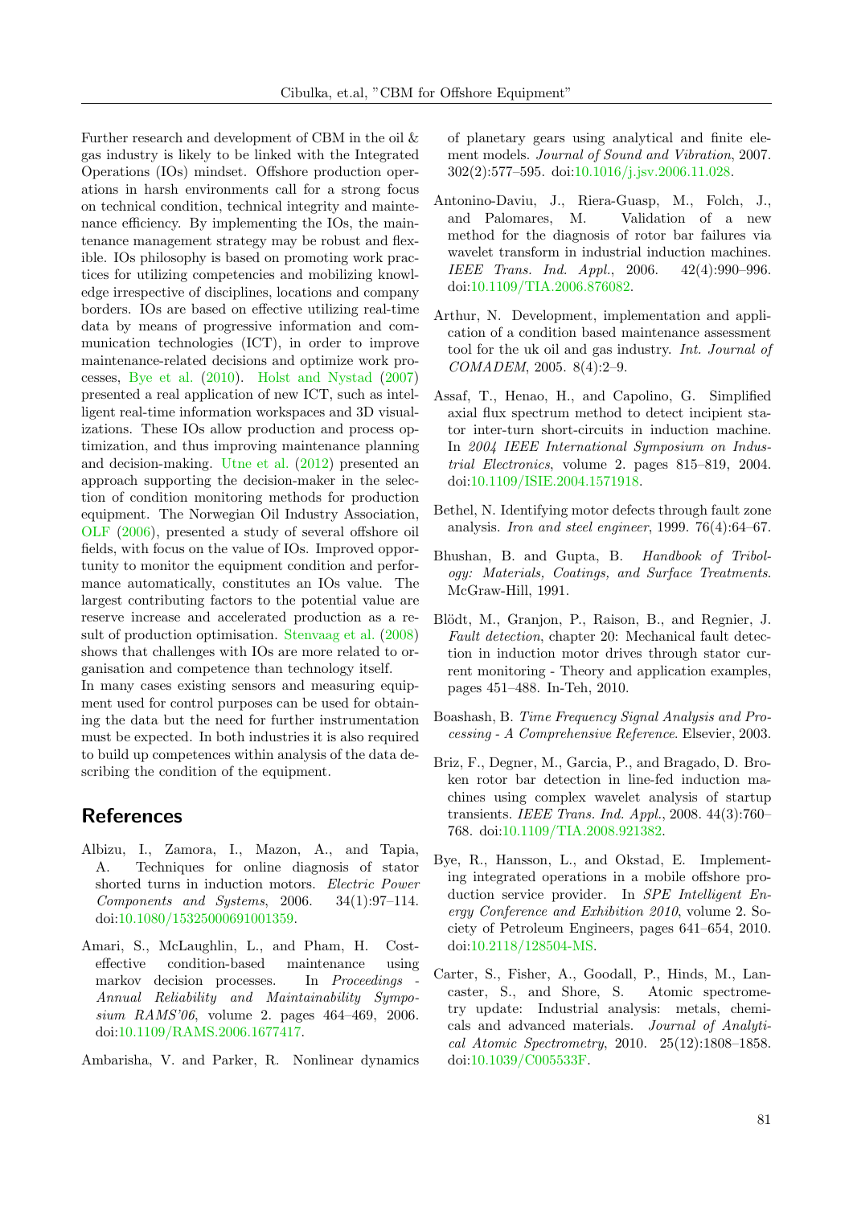Further research and development of CBM in the oil & gas industry is likely to be linked with the Integrated Operations (IOs) mindset. Offshore production operations in harsh environments call for a strong focus on technical condition, technical integrity and maintenance efficiency. By implementing the IOs, the maintenance management strategy may be robust and flexible. IOs philosophy is based on promoting work practices for utilizing competencies and mobilizing knowledge irrespective of disciplines, locations and company borders. IOs are based on effective utilizing real-time data by means of progressive information and communication technologies (ICT), in order to improve maintenance-related decisions and optimize work processes, Bye et al. (2010). Holst and Nystad (2007) presented a real application of new ICT, such as intelligent real-time information workspaces and 3D visualizations. These IOs allow production and process optimization, and thus improving maintenance planning and decision-making. Utne et al. (2012) presented an approach supporting the decision-maker in the selection of condition monitoring methods for production equipment. The Norwegian Oil Industry Association, OLF (2006), presented a study of several offshore oil fields, with focus on the value of IOs. Improved opportunity to monitor the equipment condition and performance automatically, constitutes an IOs value. The largest contributing factors to the potential value are reserve increase and accelerated production as a result of production optimisation. Stenvaag et al. (2008) shows that challenges with IOs are more related to organisation and competence than technology itself.
In many cases existing sensors and measuring equipment used for control purposes can be used for obtaining the data but the need for further instrumentation must be expected. In both industries it is also required to build up competences within analysis of the data describing the condition of the equipment.

## References

Albizu, I., Zamora, I., Mazon, A., and Tapia, A. Techniques for online diagnosis of stator shorted turns in induction motors. *Electric Power Components and Systems*, 2006. 34(1):97–114. doi:10.1080/15325000691001359.

Amari, S., McLaughlin, L., and Pham, H. Cost-effective condition-based maintenance using markov decision processes. In *Proceedings - Annual Reliability and Maintainability Symposium RAMS'06*, volume 2. pages 464–469, 2006. doi:10.1109/RAMS.2006.1677417.

Ambarisha, V. and Parker, R. Nonlinear dynamics of planetary gears using analytical and finite element models. *Journal of Sound and Vibration*, 2007. 302(2):577–595. doi:10.1016/j.jsv.2006.11.028.

Antonino-Daviu, J., Riera-Guasp, M., Folch, J., and Palomares, M. Validation of a new method for the diagnosis of rotor bar failures via wavelet transform in industrial induction machines. *IEEE Trans. Ind. Appl.*, 2006. 42(4):990–996. doi:10.1109/TIA.2006.876082.

Arthur, N. Development, implementation and application of a condition based maintenance assessment tool for the uk oil and gas industry. *Int. Journal of COMADEM*, 2005. 8(4):2–9.

Assaf, T., Henao, H., and Capolino, G. Simplified axial flux spectrum method to detect incipient stator inter-turn short-circuits in induction machine. In *2004 IEEE International Symposium on Industrial Electronics*, volume 2. pages 815–819, 2004. doi:10.1109/ISIE.2004.1571918.

Bethel, N. Identifying motor defects through fault zone analysis. *Iron and steel engineer*, 1999. 76(4):64–67.

Bhushan, B. and Gupta, B. *Handbook of Tribology: Materials, Coatings, and Surface Treatments*. McGraw-Hill, 1991.

Blödt, M., Granjon, P., Raison, B., and Regnier, J. *Fault detection*, chapter 20: Mechanical fault detection in induction motor drives through stator current monitoring - Theory and application examples, pages 451–488. In-Teh, 2010.

Boashash, B. *Time Frequency Signal Analysis and Processing - A Comprehensive Reference*. Elsevier, 2003.

Briz, F., Degner, M., Garcia, P., and Bragado, D. Broken rotor bar detection in line-fed induction machines using complex wavelet analysis of startup transients. *IEEE Trans. Ind. Appl.*, 2008. 44(3):760–768. doi:10.1109/TIA.2008.921382.

Bye, R., Hansson, L., and Okstad, E. Implementing integrated operations in a mobile offshore production service provider. In *SPE Intelligent Energy Conference and Exhibition 2010*, volume 2. Society of Petroleum Engineers, pages 641–654, 2010. doi:10.2118/128504-MS.

Carter, S., Fisher, A., Goodall, P., Hinds, M., Lancaster, S., and Shore, S. Atomic spectrometry update: Industrial analysis: metals, chemicals and advanced materials. *Journal of Analytical Atomic Spectrometry*, 2010. 25(12):1808–1858. doi:10.1039/C005533F.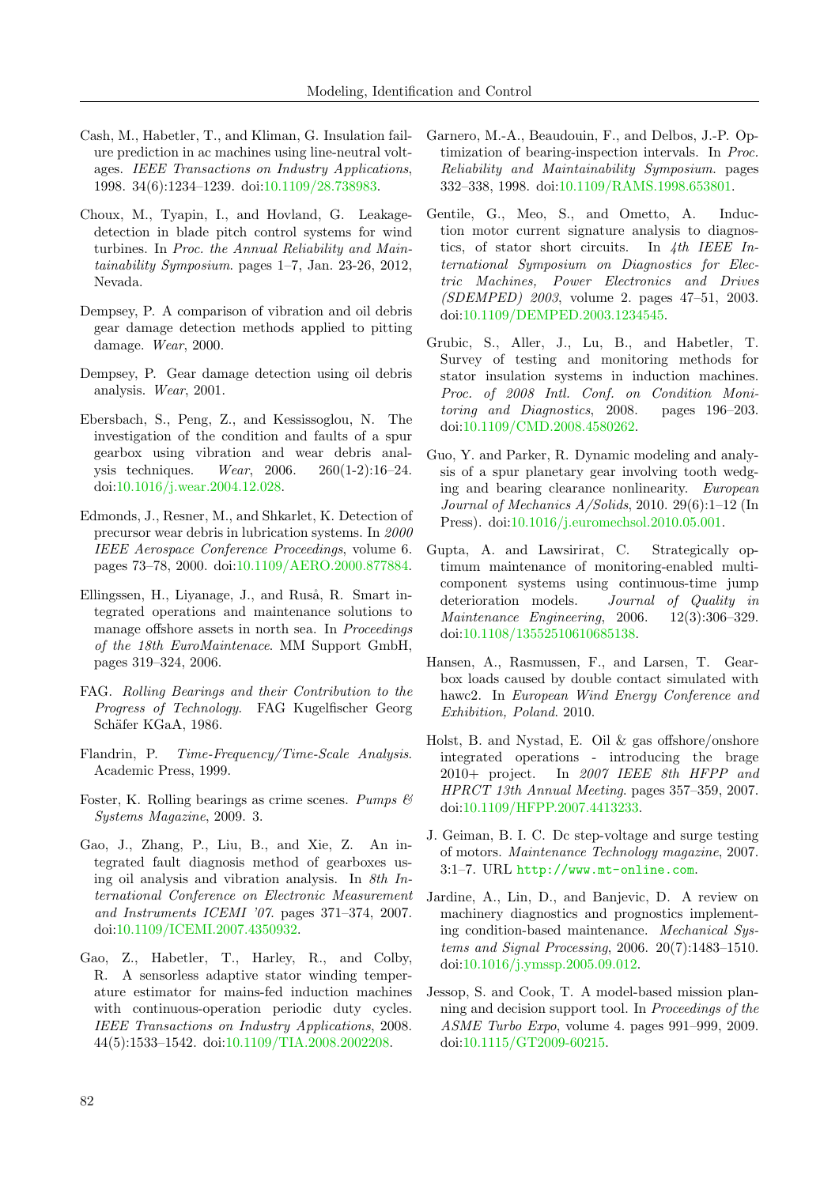Cash, M., Habetler, T., and Kliman, G. Insulation failure prediction in ac machines using line-neutral voltages. *IEEE Transactions on Industry Applications*, 1998. 34(6):1234–1239. doi:10.1109/28.738983.

Choux, M., Tyapin, I., and Hovland, G. Leakage-detection in blade pitch control systems for wind turbines. In *Proc. the Annual Reliability and Maintainability Symposium*. pages 1–7, Jan. 23-26, 2012, Nevada.

Dempsey, P. A comparison of vibration and oil debris gear damage detection methods applied to pitting damage. *Wear*, 2000.

Dempsey, P. Gear damage detection using oil debris analysis. *Wear*, 2001.

Ebersbach, S., Peng, Z., and Kessissoglou, N. The investigation of the condition and faults of a spur gearbox using vibration and wear debris analysis techniques. *Wear*, 2006. 260(1-2):16–24. doi:10.1016/j.wear.2004.12.028.

Edmonds, J., Resner, M., and Shkarlet, K. Detection of precursor wear debris in lubrication systems. In *2000 IEEE Aerospace Conference Proceedings*, volume 6. pages 73–78, 2000. doi:10.1109/AERO.2000.877884.

Ellingssen, H., Liyanage, J., and Ruså, R. Smart integrated operations and maintenance solutions to manage offshore assets in north sea. In *Proceedings of the 18th EuroMaintenace*. MM Support GmbH, pages 319–324, 2006.

FAG. *Rolling Bearings and their Contribution to the Progress of Technology*. FAG Kugelfischer Georg Schäfer KGaA, 1986.

Flandrin, P. *Time-Frequency/Time-Scale Analysis*. Academic Press, 1999.

Foster, K. Rolling bearings as crime scenes. *Pumps & Systems Magazine*, 2009. 3.

Gao, J., Zhang, P., Liu, B., and Xie, Z. An integrated fault diagnosis method of gearboxes using oil analysis and vibration analysis. In *8th International Conference on Electronic Measurement and Instruments ICEMI '07*. pages 371–374, 2007. doi:10.1109/ICEMI.2007.4350932.

Gao, Z., Habetler, T., Harley, R., and Colby, R. A sensorless adaptive stator winding temperature estimator for mains-fed induction machines with continuous-operation periodic duty cycles. *IEEE Transactions on Industry Applications*, 2008. 44(5):1533–1542. doi:10.1109/TIA.2008.2002208.

Garnero, M.-A., Beaudouin, F., and Delbos, J.-P. Optimization of bearing-inspection intervals. In *Proc. Reliability and Maintainability Symposium*. pages 332–338, 1998. doi:10.1109/RAMS.1998.653801.

Gentile, G., Meo, S., and Ometto, A. Induction motor current signature analysis to diagnostics, of stator short circuits. In *4th IEEE International Symposium on Diagnostics for Electric Machines, Power Electronics and Drives (SDEMPED) 2003*, volume 2. pages 47–51, 2003. doi:10.1109/DEMPED.2003.1234545.

Grubic, S., Aller, J., Lu, B., and Habetler, T. Survey of testing and monitoring methods for stator insulation systems in induction machines. *Proc. of 2008 Intl. Conf. on Condition Monitoring and Diagnostics*, 2008. pages 196–203. doi:10.1109/CMD.2008.4580262.

Guo, Y. and Parker, R. Dynamic modeling and analysis of a spur planetary gear involving tooth wedging and bearing clearance nonlinearity. *European Journal of Mechanics A/Solids*, 2010. 29(6):1–12 (In Press). doi:10.1016/j.euromechsol.2010.05.001.

Gupta, A. and Lawsirirat, C. Strategically optimum maintenance of monitoring-enabled multi-component systems using continuous-time jump deterioration models. *Journal of Quality in Maintenance Engineering*, 2006. 12(3):306–329. doi:10.1108/13552510610685138.

Hansen, A., Rasmussen, F., and Larsen, T. Gearbox loads caused by double contact simulated with hawc2. In *European Wind Energy Conference and Exhibition, Poland*. 2010.

Holst, B. and Nystad, E. Oil & gas offshore/onshore integrated operations - introducing the brage 2010+ project. In *2007 IEEE 8th HFPP and HPRCT 13th Annual Meeting*. pages 357–359, 2007. doi:10.1109/HFPP.2007.4413233.

J. Geiman, B. I. C. Dc step-voltage and surge testing of motors. *Maintenance Technology magazine*, 2007. 3:1–7. URL http://www.mt-online.com.

Jardine, A., Lin, D., and Banjevic, D. A review on machinery diagnostics and prognostics implementing condition-based maintenance. *Mechanical Systems and Signal Processing*, 2006. 20(7):1483–1510. doi:10.1016/j.ymssp.2005.09.012.

Jessop, S. and Cook, T. A model-based mission planning and decision support tool. In *Proceedings of the ASME Turbo Expo*, volume 4. pages 991–999, 2009. doi:10.1115/GT2009-60215.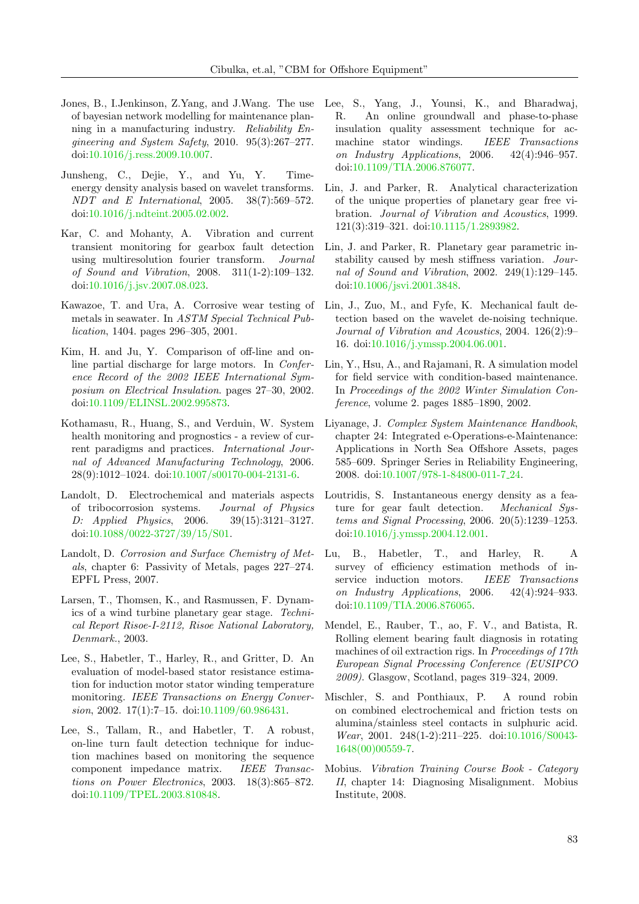Jones, B., I.Jenkinson, Z.Yang, and J.Wang. The use of bayesian network modelling for maintenance planning in a manufacturing industry. *Reliability Engineering and System Safety*, 2010. 95(3):267–277. doi:10.1016/j.ress.2009.10.007.

Junsheng, C., Dejie, Y., and Yu, Y. Time-energy density analysis based on wavelet transforms. *NDT and E International*, 2005. 38(7):569–572. doi:10.1016/j.ndteint.2005.02.002.

Kar, C. and Mohanty, A. Vibration and current transient monitoring for gearbox fault detection using multiresolution fourier transform. *Journal of Sound and Vibration*, 2008. 311(1-2):109–132. doi:10.1016/j.jsv.2007.08.023.

Kawazoe, T. and Ura, A. Corrosive wear testing of metals in seawater. In *ASTM Special Technical Publication*, 1404. pages 296–305, 2001.

Kim, H. and Ju, Y. Comparison of off-line and on-line partial discharge for large motors. In *Conference Record of the 2002 IEEE International Symposium on Electrical Insulation.* pages 27–30, 2002. doi:10.1109/ELINSL.2002.995873.

Kothamasu, R., Huang, S., and Verduin, W. System health monitoring and prognostics - a review of current paradigms and practices. *International Journal of Advanced Manufacturing Technology*, 2006. 28(9):1012–1024. doi:10.1007/s00170-004-2131-6.

Landolt, D. Electrochemical and materials aspects of tribocorrosion systems. *Journal of Physics D: Applied Physics*, 2006. 39(15):3121–3127. doi:10.1088/0022-3727/39/15/S01.

Landolt, D. *Corrosion and Surface Chemistry of Metals*, chapter 6: Passivity of Metals, pages 227–274. EPFL Press, 2007.

Larsen, T., Thomsen, K., and Rasmussen, F. Dynamics of a wind turbine planetary gear stage. *Technical Report Risoe-I-2112, Risoe National Laboratory, Denmark.*, 2003.

Lee, S., Habetler, T., Harley, R., and Gritter, D. An evaluation of model-based stator resistance estimation for induction motor stator winding temperature monitoring. *IEEE Transactions on Energy Conversion*, 2002. 17(1):7–15. doi:10.1109/60.986431.

Lee, S., Tallam, R., and Habetler, T. A robust, on-line turn fault detection technique for induction machines based on monitoring the sequence component impedance matrix. *IEEE Transactions on Power Electronics*, 2003. 18(3):865–872. doi:10.1109/TPEL.2003.810848.

Lee, S., Yang, J., Younsi, K., and Bharadwaj, R. An online groundwall and phase-to-phase insulation quality assessment technique for ac-machine stator windings. *IEEE Transactions on Industry Applications*, 2006. 42(4):946–957. doi:10.1109/TIA.2006.876077.

Lin, J. and Parker, R. Analytical characterization of the unique properties of planetary gear free vibration. *Journal of Vibration and Acoustics*, 1999. 121(3):319–321. doi:10.1115/1.2893982.

Lin, J. and Parker, R. Planetary gear parametric instability caused by mesh stiffness variation. *Journal of Sound and Vibration*, 2002. 249(1):129–145. doi:10.1006/jsvi.2001.3848.

Lin, J., Zuo, M., and Fyfe, K. Mechanical fault detection based on the wavelet de-noising technique. *Journal of Vibration and Acoustics*, 2004. 126(2):9–16. doi:10.1016/j.ymssp.2004.06.001.

Lin, Y., Hsu, A., and Rajamani, R. A simulation model for field service with condition-based maintenance. In *Proceedings of the 2002 Winter Simulation Conference*, volume 2. pages 1885–1890, 2002.

Liyanage, J. *Complex System Maintenance Handbook*, chapter 24: Integrated e-Operations-e-Maintenance: Applications in North Sea Offshore Assets, pages 585–609. Springer Series in Reliability Engineering, 2008. doi:10.1007/978-1-84800-011-7_24.

Loutridis, S. Instantaneous energy density as a feature for gear fault detection. *Mechanical Systems and Signal Processing*, 2006. 20(5):1239–1253. doi:10.1016/j.ymssp.2004.12.001.

Lu, B., Habetler, T., and Harley, R. A survey of efficiency estimation methods of in-service induction motors. *IEEE Transactions on Industry Applications*, 2006. 42(4):924–933. doi:10.1109/TIA.2006.876065.

Mendel, E., Rauber, T., ao, F. V., and Batista, R. Rolling element bearing fault diagnosis in rotating machines of oil extraction rigs. In *Proceedings of 17th European Signal Processing Conference (EUSIPCO 2009).* Glasgow, Scotland, pages 319–324, 2009.

Mischler, S. and Ponthiaux, P. A round robin on combined electrochemical and friction tests on alumina/stainless steel contacts in sulphuric acid. *Wear*, 2001. 248(1-2):211–225. doi:10.1016/S0043-1648(00)00559-7.

Mobius. *Vibration Training Course Book - Category II*, chapter 14: Diagnosing Misalignment. Mobius Institute, 2008.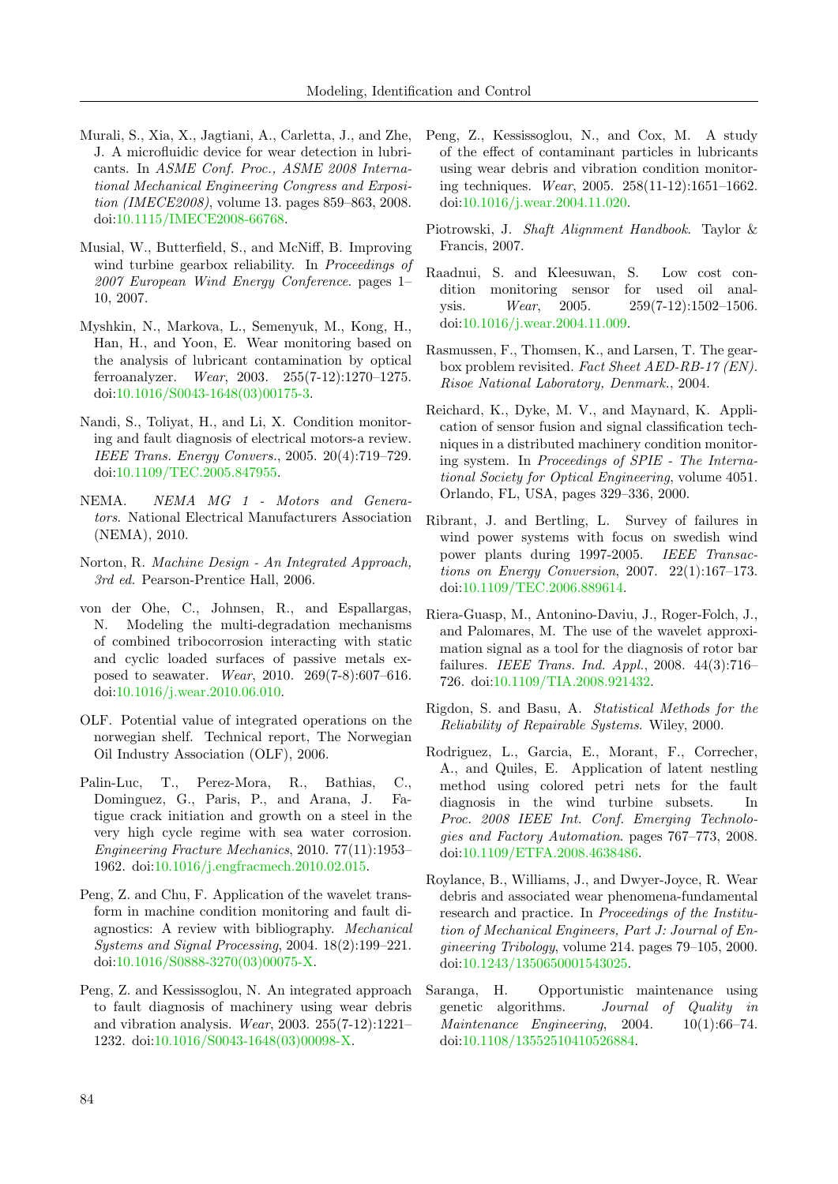Murali, S., Xia, X., Jagtiani, A., Carletta, J., and Zhe, J. A microfluidic device for wear detection in lubricants. In *ASME Conf. Proc., ASME 2008 International Mechanical Engineering Congress and Exposition (IMECE2008)*, volume 13. pages 859–863, 2008. doi:10.1115/IMECE2008-66768.

Musial, W., Butterfield, S., and McNiff, B. Improving wind turbine gearbox reliability. In *Proceedings of 2007 European Wind Energy Conference*. pages 1–10, 2007.

Myshkin, N., Markova, L., Semenyuk, M., Kong, H., Han, H., and Yoon, E. Wear monitoring based on the analysis of lubricant contamination by optical ferroanalyzer. *Wear*, 2003. 255(7-12):1270–1275. doi:10.1016/S0043-1648(03)00175-3.

Nandi, S., Toliyat, H., and Li, X. Condition monitoring and fault diagnosis of electrical motors-a review. *IEEE Trans. Energy Convers.*, 2005. 20(4):719–729. doi:10.1109/TEC.2005.847955.

NEMA. *NEMA MG 1 - Motors and Generators*. National Electrical Manufacturers Association (NEMA), 2010.

Norton, R. *Machine Design - An Integrated Approach, 3rd ed.* Pearson-Prentice Hall, 2006.

von der Ohe, C., Johnsen, R., and Espallargas, N. Modeling the multi-degradation mechanisms of combined tribocorrosion interacting with static and cyclic loaded surfaces of passive metals exposed to seawater. *Wear*, 2010. 269(7-8):607–616. doi:10.1016/j.wear.2010.06.010.

OLF. Potential value of integrated operations on the norwegian shelf. Technical report, The Norwegian Oil Industry Association (OLF), 2006.

Palin-Luc, T., Perez-Mora, R., Bathias, C., Dominguez, G., Paris, P., and Arana, J. Fatigue crack initiation and growth on a steel in the very high cycle regime with sea water corrosion. *Engineering Fracture Mechanics*, 2010. 77(11):1953–1962. doi:10.1016/j.engfracmech.2010.02.015.

Peng, Z. and Chu, F. Application of the wavelet transform in machine condition monitoring and fault diagnostics: A review with bibliography. *Mechanical Systems and Signal Processing*, 2004. 18(2):199–221. doi:10.1016/S0888-3270(03)00075-X.

Peng, Z. and Kessissoglou, N. An integrated approach to fault diagnosis of machinery using wear debris and vibration analysis. *Wear*, 2003. 255(7-12):1221–1232. doi:10.1016/S0043-1648(03)00098-X.

Peng, Z., Kessissoglou, N., and Cox, M. A study of the effect of contaminant particles in lubricants using wear debris and vibration condition monitoring techniques. *Wear*, 2005. 258(11-12):1651–1662. doi:10.1016/j.wear.2004.11.020.

Piotrowski, J. *Shaft Alignment Handbook*. Taylor & Francis, 2007.

Raadnui, S. and Kleesuwan, S. Low cost condition monitoring sensor for used oil analysis. *Wear*, 2005. 259(7-12):1502–1506. doi:10.1016/j.wear.2004.11.009.

Rasmussen, F., Thomsen, K., and Larsen, T. The gearbox problem revisited. *Fact Sheet AED-RB-17 (EN). Risoe National Laboratory, Denmark.*, 2004.

Reichard, K., Dyke, M. V., and Maynard, K. Application of sensor fusion and signal classification techniques in a distributed machinery condition monitoring system. In *Proceedings of SPIE - The International Society for Optical Engineering*, volume 4051. Orlando, FL, USA, pages 329–336, 2000.

Ribrant, J. and Bertling, L. Survey of failures in wind power systems with focus on swedish wind power plants during 1997-2005. *IEEE Transactions on Energy Conversion*, 2007. 22(1):167–173. doi:10.1109/TEC.2006.889614.

Riera-Guasp, M., Antonino-Daviu, J., Roger-Folch, J., and Palomares, M. The use of the wavelet approximation signal as a tool for the diagnosis of rotor bar failures. *IEEE Trans. Ind. Appl.*, 2008. 44(3):716–726. doi:10.1109/TIA.2008.921432.

Rigdon, S. and Basu, A. *Statistical Methods for the Reliability of Repairable Systems*. Wiley, 2000.

Rodriguez, L., Garcia, E., Morant, F., Correcher, A., and Quiles, E. Application of latent nestling method using colored petri nets for the fault diagnosis in the wind turbine subsets. In *Proc. 2008 IEEE Int. Conf. Emerging Technologies and Factory Automation*. pages 767–773, 2008. doi:10.1109/ETFA.2008.4638486.

Roylance, B., Williams, J., and Dwyer-Joyce, R. Wear debris and associated wear phenomena-fundamental research and practice. In *Proceedings of the Institution of Mechanical Engineers, Part J: Journal of Engineering Tribology*, volume 214. pages 79–105, 2000. doi:10.1243/1350650001543025.

Saranga, H. Opportunistic maintenance using genetic algorithms. *Journal of Quality in Maintenance Engineering*, 2004. 10(1):66–74. doi:10.1108/13552510410526884.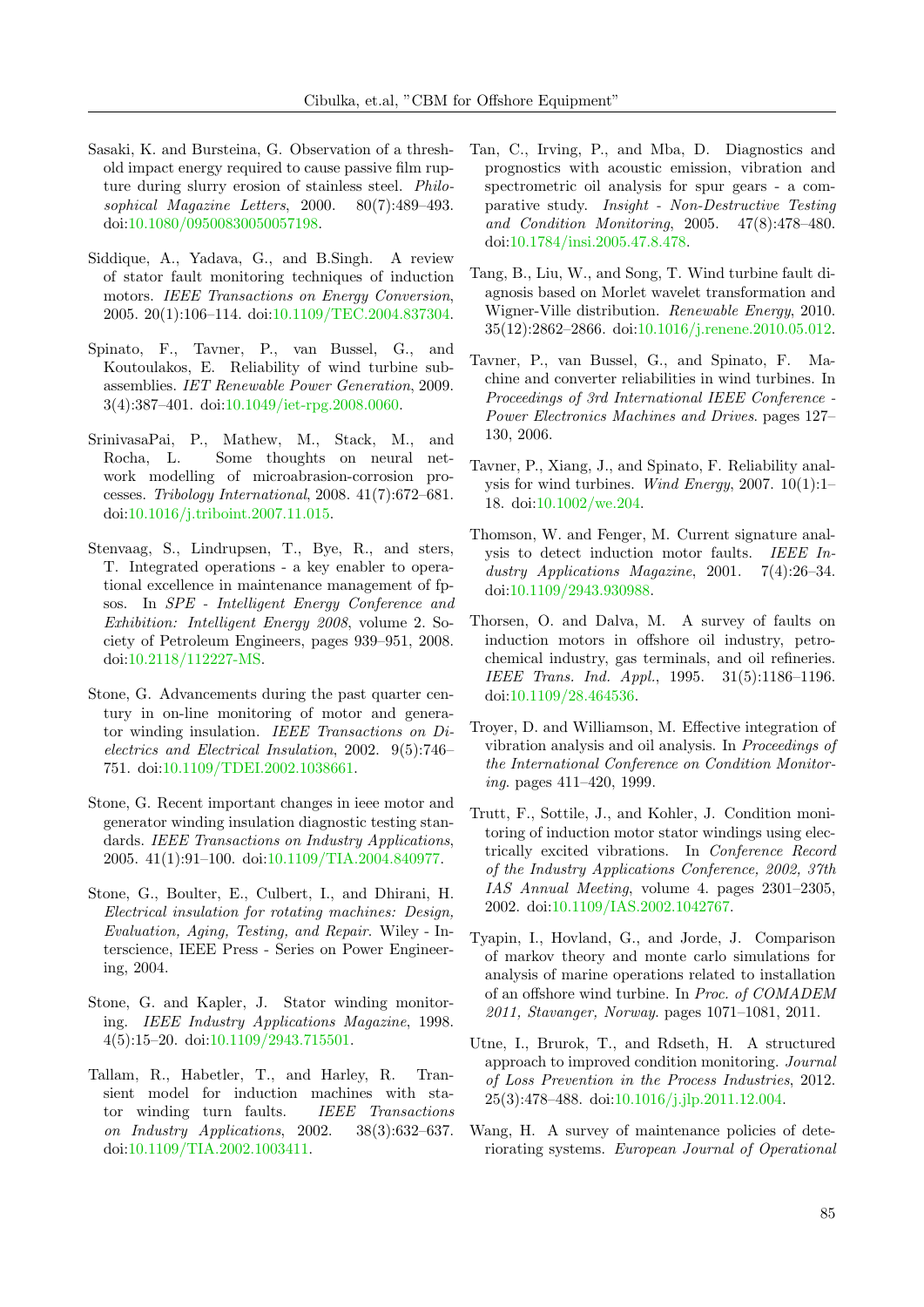Sasaki, K. and Bursteina, G. Observation of a threshold impact energy required to cause passive film rupture during slurry erosion of stainless steel. *Philosophical Magazine Letters*, 2000. 80(7):489–493. doi:10.1080/09500830050057198.

Siddique, A., Yadava, G., and B.Singh. A review of stator fault monitoring techniques of induction motors. *IEEE Transactions on Energy Conversion*, 2005. 20(1):106–114. doi:10.1109/TEC.2004.837304.

Spinato, F., Tavner, P., van Bussel, G., and Koutoulakos, E. Reliability of wind turbine subassemblies. *IET Renewable Power Generation*, 2009. 3(4):387–401. doi:10.1049/iet-rpg.2008.0060.

SrinivasaPai, P., Mathew, M., Stack, M., and Rocha, L. Some thoughts on neural network modelling of microabrasion-corrosion processes. *Tribology International*, 2008. 41(7):672–681. doi:10.1016/j.triboint.2007.11.015.

Stenvaag, S., Lindrupsen, T., Bye, R., and sters, T. Integrated operations - a key enabler to operational excellence in maintenance management of fpsos. In *SPE - Intelligent Energy Conference and Exhibition: Intelligent Energy 2008*, volume 2. Society of Petroleum Engineers, pages 939–951, 2008. doi:10.2118/112227-MS.

Stone, G. Advancements during the past quarter century in on-line monitoring of motor and generator winding insulation. *IEEE Transactions on Dielectrics and Electrical Insulation*, 2002. 9(5):746–751. doi:10.1109/TDEI.2002.1038661.

Stone, G. Recent important changes in ieee motor and generator winding insulation diagnostic testing standards. *IEEE Transactions on Industry Applications*, 2005. 41(1):91–100. doi:10.1109/TIA.2004.840977.

Stone, G., Boulter, E., Culbert, I., and Dhirani, H. *Electrical insulation for rotating machines: Design, Evaluation, Aging, Testing, and Repair*. Wiley - Interscience, IEEE Press - Series on Power Engineering, 2004.

Stone, G. and Kapler, J. Stator winding monitoring. *IEEE Industry Applications Magazine*, 1998. 4(5):15–20. doi:10.1109/2943.715501.

Tallam, R., Habetler, T., and Harley, R. Transient model for induction machines with stator winding turn faults. *IEEE Transactions on Industry Applications*, 2002. 38(3):632–637. doi:10.1109/TIA.2002.1003411.

Tan, C., Irving, P., and Mba, D. Diagnostics and prognostics with acoustic emission, vibration and spectrometric oil analysis for spur gears - a comparative study. *Insight - Non-Destructive Testing and Condition Monitoring*, 2005. 47(8):478–480. doi:10.1784/insi.2005.47.8.478.

Tang, B., Liu, W., and Song, T. Wind turbine fault diagnosis based on Morlet wavelet transformation and Wigner-Ville distribution. *Renewable Energy*, 2010. 35(12):2862–2866. doi:10.1016/j.renene.2010.05.012.

Tavner, P., van Bussel, G., and Spinato, F. Machine and converter reliabilities in wind turbines. In *Proceedings of 3rd International IEEE Conference - Power Electronics Machines and Drives*. pages 127–130, 2006.

Tavner, P., Xiang, J., and Spinato, F. Reliability analysis for wind turbines. *Wind Energy*, 2007. 10(1):1–18. doi:10.1002/we.204.

Thomson, W. and Fenger, M. Current signature analysis to detect induction motor faults. *IEEE Industry Applications Magazine*, 2001. 7(4):26–34. doi:10.1109/2943.930988.

Thorsen, O. and Dalva, M. A survey of faults on induction motors in offshore oil industry, petrochemical industry, gas terminals, and oil refineries. *IEEE Trans. Ind. Appl.*, 1995. 31(5):1186–1196. doi:10.1109/28.464536.

Troyer, D. and Williamson, M. Effective integration of vibration analysis and oil analysis. In *Proceedings of the International Conference on Condition Monitoring*. pages 411–420, 1999.

Trutt, F., Sottile, J., and Kohler, J. Condition monitoring of induction motor stator windings using electrically excited vibrations. In *Conference Record of the Industry Applications Conference, 2002, 37th IAS Annual Meeting*, volume 4. pages 2301–2305, 2002. doi:10.1109/IAS.2002.1042767.

Tyapin, I., Hovland, G., and Jorde, J. Comparison of markov theory and monte carlo simulations for analysis of marine operations related to installation of an offshore wind turbine. In *Proc. of COMADEM 2011, Stavanger, Norway*. pages 1071–1081, 2011.

Utne, I., Brurok, T., and Rdseth, H. A structured approach to improved condition monitoring. *Journal of Loss Prevention in the Process Industries*, 2012. 25(3):478–488. doi:10.1016/j.jlp.2011.12.004.

Wang, H. A survey of maintenance policies of deteriorating systems. *European Journal of Operational*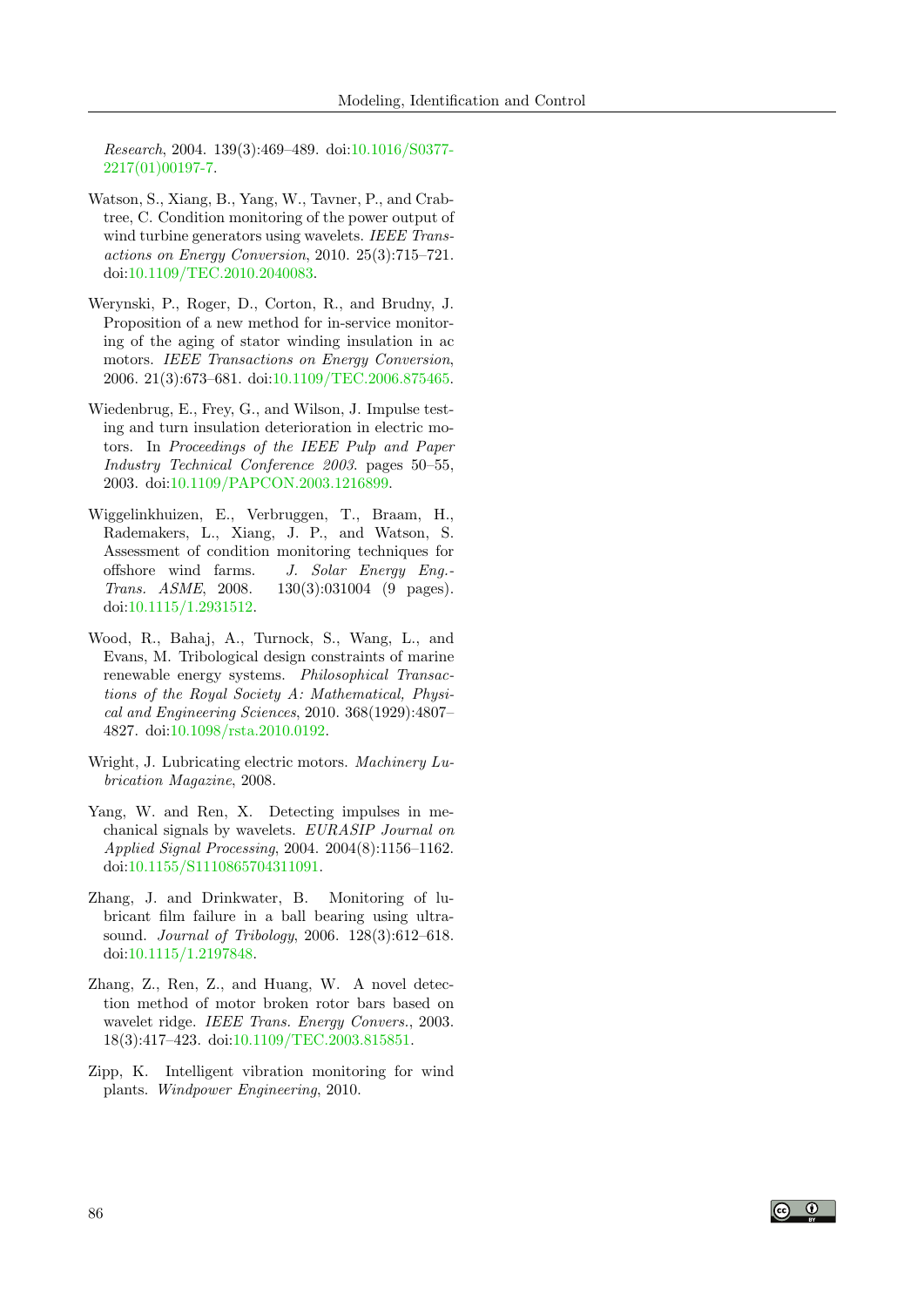*Research*, 2004. 139(3):469–489. doi:10.1016/S0377-2217(01)00197-7.

Watson, S., Xiang, B., Yang, W., Tavner, P., and Crabtree, C. Condition monitoring of the power output of wind turbine generators using wavelets. *IEEE Transactions on Energy Conversion*, 2010. 25(3):715–721. doi:10.1109/TEC.2010.2040083.

Werynski, P., Roger, D., Corton, R., and Brudny, J. Proposition of a new method for in-service monitoring of the aging of stator winding insulation in ac motors. *IEEE Transactions on Energy Conversion*, 2006. 21(3):673–681. doi:10.1109/TEC.2006.875465.

Wiedenbrug, E., Frey, G., and Wilson, J. Impulse testing and turn insulation deterioration in electric motors. In *Proceedings of the IEEE Pulp and Paper Industry Technical Conference 2003*. pages 50–55, 2003. doi:10.1109/PAPCON.2003.1216899.

Wiggelinkhuizen, E., Verbruggen, T., Braam, H., Rademakers, L., Xiang, J. P., and Watson, S. Assessment of condition monitoring techniques for offshore wind farms. *J. Solar Energy Eng.-Trans. ASME*, 2008. 130(3):031004 (9 pages). doi:10.1115/1.2931512.

Wood, R., Bahaj, A., Turnock, S., Wang, L., and Evans, M. Tribological design constraints of marine renewable energy systems. *Philosophical Transactions of the Royal Society A: Mathematical, Physical and Engineering Sciences*, 2010. 368(1929):4807–4827. doi:10.1098/rsta.2010.0192.

Wright, J. Lubricating electric motors. *Machinery Lubrication Magazine*, 2008.

Yang, W. and Ren, X. Detecting impulses in mechanical signals by wavelets. *EURASIP Journal on Applied Signal Processing*, 2004. 2004(8):1156–1162. doi:10.1155/S1110865704311091.

Zhang, J. and Drinkwater, B. Monitoring of lubricant film failure in a ball bearing using ultrasound. *Journal of Tribology*, 2006. 128(3):612–618. doi:10.1115/1.2197848.

Zhang, Z., Ren, Z., and Huang, W. A novel detection method of motor broken rotor bars based on wavelet ridge. *IEEE Trans. Energy Convers.*, 2003. 18(3):417–423. doi:10.1109/TEC.2003.815851.

Zipp, K. Intelligent vibration monitoring for wind plants. *Windpower Engineering*, 2010.